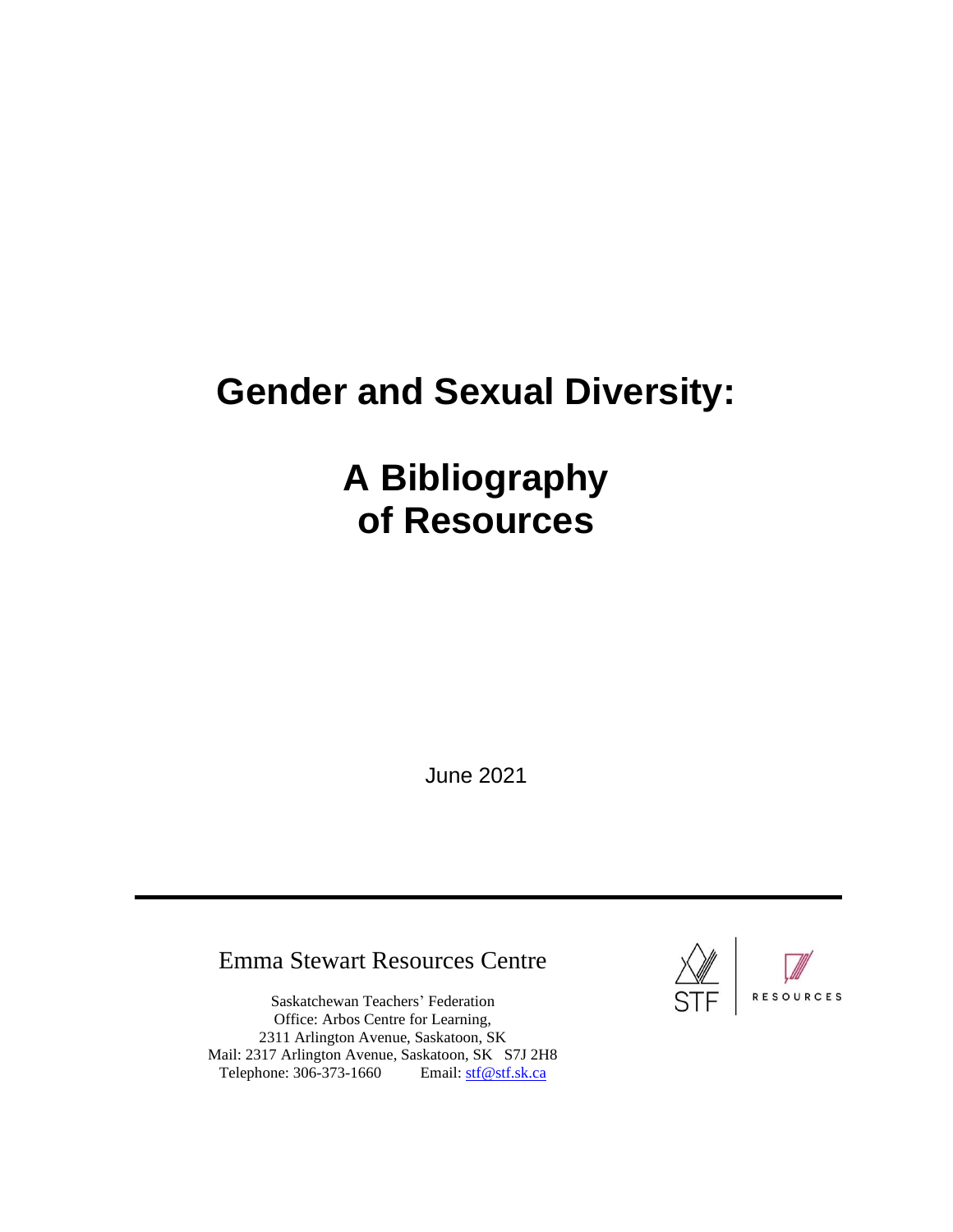# Gender and Sexual Diversity:

# A Bibliography of Resources

June 2021

Emma Stewart Resources Centre

Saskatchewan Teachers' Federation
Office: Arbos Centre for Learning,
2311 Arlington Avenue, Saskatoon, SK
Mail: 2317 Arlington Avenue, Saskatoon, SK S7J 2H8
Telephone: 306-373-1660 Email: stf@stf.sk.ca

STF | RESOURCES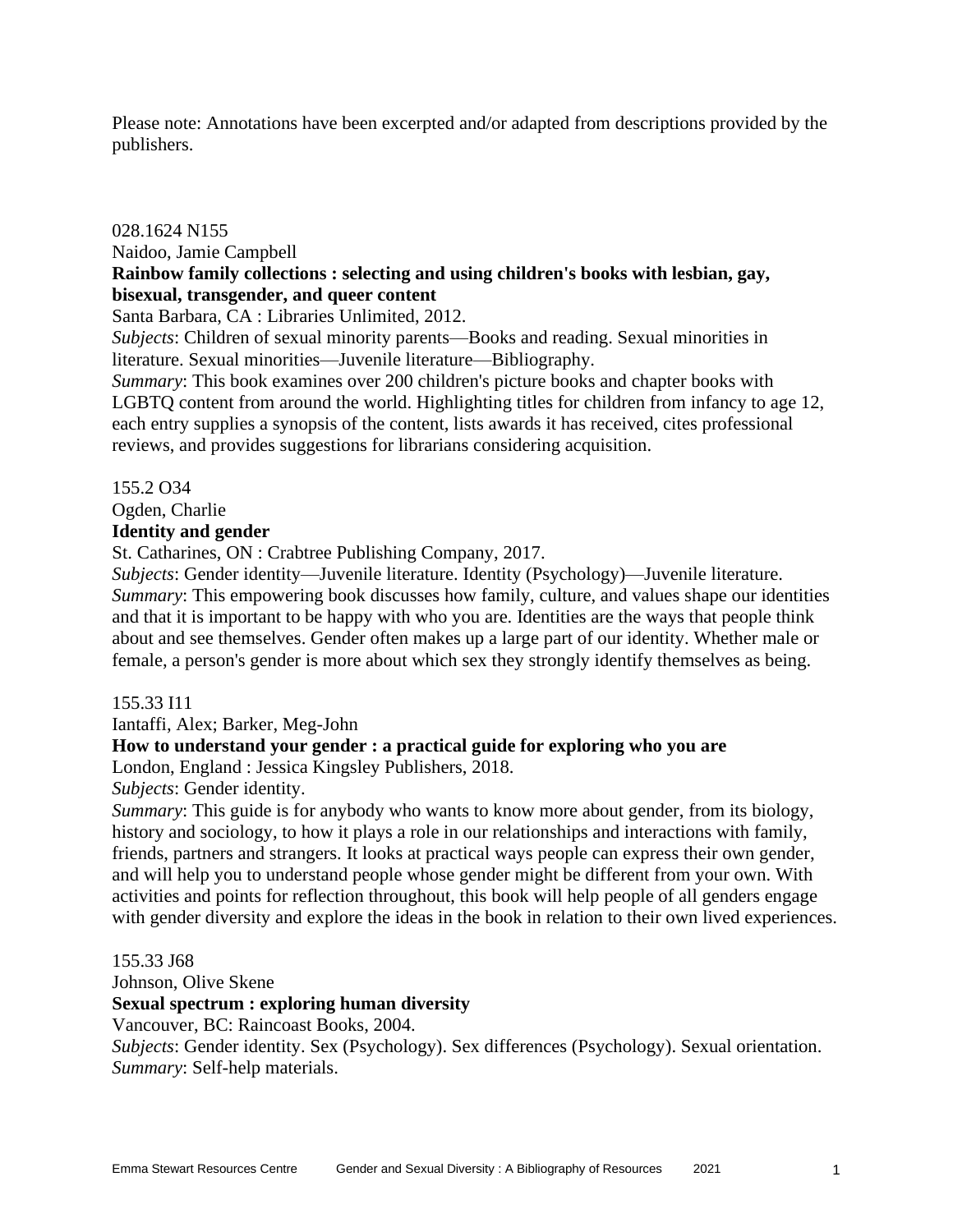Please note: Annotations have been excerpted and/or adapted from descriptions provided by the publishers.

028.1624 N155
Naidoo, Jamie Campbell
**Rainbow family collections : selecting and using children's books with lesbian, gay, bisexual, transgender, and queer content**
Santa Barbara, CA : Libraries Unlimited, 2012.
*Subjects*: Children of sexual minority parents—Books and reading. Sexual minorities in literature. Sexual minorities—Juvenile literature—Bibliography.
*Summary*: This book examines over 200 children's picture books and chapter books with LGBTQ content from around the world. Highlighting titles for children from infancy to age 12, each entry supplies a synopsis of the content, lists awards it has received, cites professional reviews, and provides suggestions for librarians considering acquisition.

155.2 O34
Ogden, Charlie
**Identity and gender**
St. Catharines, ON : Crabtree Publishing Company, 2017.
*Subjects*: Gender identity—Juvenile literature. Identity (Psychology)—Juvenile literature.
*Summary*: This empowering book discusses how family, culture, and values shape our identities and that it is important to be happy with who you are. Identities are the ways that people think about and see themselves. Gender often makes up a large part of our identity. Whether male or female, a person's gender is more about which sex they strongly identify themselves as being.

155.33 I11
Iantaffi, Alex; Barker, Meg-John
**How to understand your gender : a practical guide for exploring who you are**
London, England : Jessica Kingsley Publishers, 2018.
*Subjects*: Gender identity.
*Summary*: This guide is for anybody who wants to know more about gender, from its biology, history and sociology, to how it plays a role in our relationships and interactions with family, friends, partners and strangers. It looks at practical ways people can express their own gender, and will help you to understand people whose gender might be different from your own. With activities and points for reflection throughout, this book will help people of all genders engage with gender diversity and explore the ideas in the book in relation to their own lived experiences.

155.33 J68
Johnson, Olive Skene
**Sexual spectrum : exploring human diversity**
Vancouver, BC: Raincoast Books, 2004.
*Subjects*: Gender identity. Sex (Psychology). Sex differences (Psychology). Sexual orientation.
*Summary*: Self-help materials.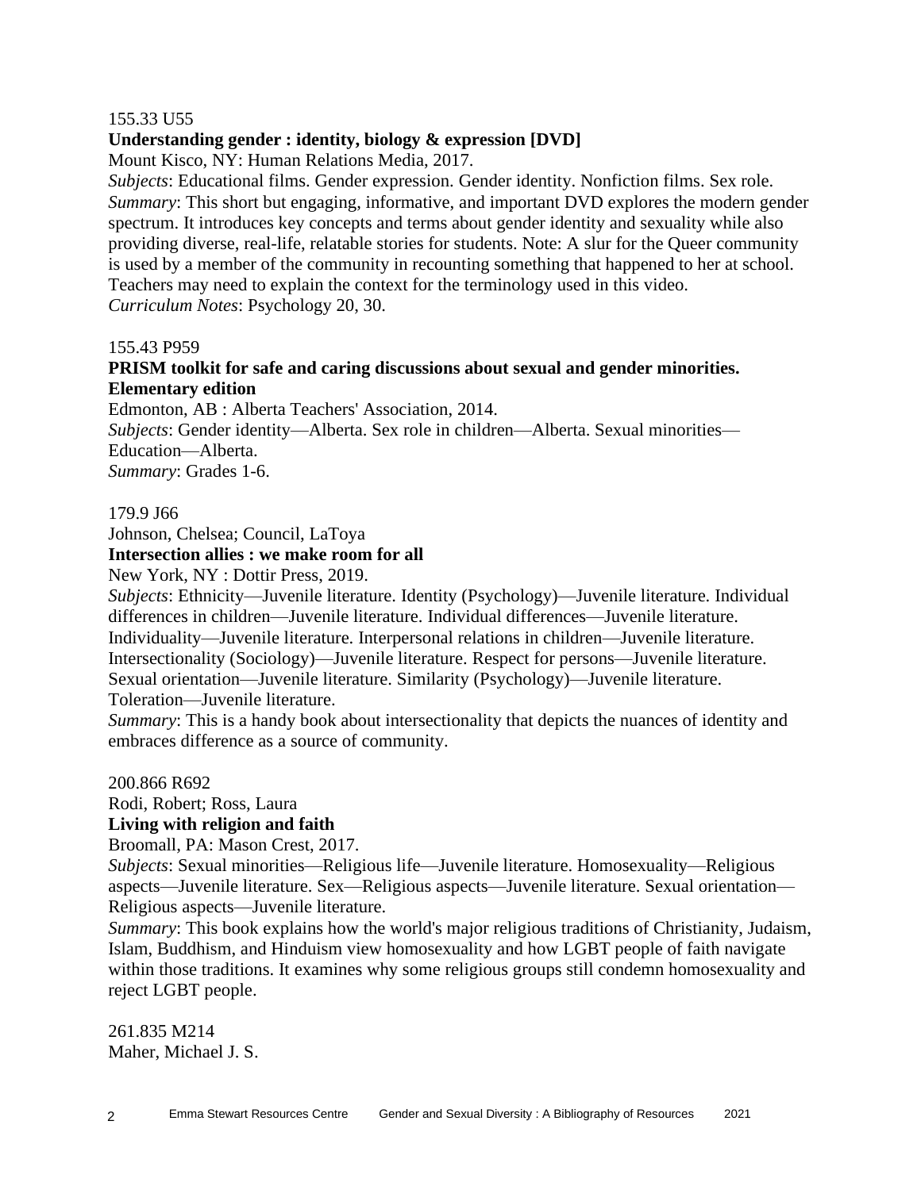155.33 U55

**Understanding gender : identity, biology & expression [DVD]**

Mount Kisco, NY: Human Relations Media, 2017.

*Subjects*: Educational films. Gender expression. Gender identity. Nonfiction films. Sex role.

*Summary*: This short but engaging, informative, and important DVD explores the modern gender spectrum. It introduces key concepts and terms about gender identity and sexuality while also providing diverse, real-life, relatable stories for students. Note: A slur for the Queer community is used by a member of the community in recounting something that happened to her at school. Teachers may need to explain the context for the terminology used in this video.

*Curriculum Notes*: Psychology 20, 30.

155.43 P959

**PRISM toolkit for safe and caring discussions about sexual and gender minorities. Elementary edition**

Edmonton, AB : Alberta Teachers' Association, 2014.

*Subjects*: Gender identity—Alberta. Sex role in children—Alberta. Sexual minorities—Education—Alberta.

*Summary*: Grades 1-6.

179.9 J66

Johnson, Chelsea; Council, LaToya

**Intersection allies : we make room for all**

New York, NY : Dottir Press, 2019.

*Subjects*: Ethnicity—Juvenile literature. Identity (Psychology)—Juvenile literature. Individual differences in children—Juvenile literature. Individual differences—Juvenile literature. Individuality—Juvenile literature. Interpersonal relations in children—Juvenile literature. Intersectionality (Sociology)—Juvenile literature. Respect for persons—Juvenile literature. Sexual orientation—Juvenile literature. Similarity (Psychology)—Juvenile literature. Toleration—Juvenile literature.

*Summary*: This is a handy book about intersectionality that depicts the nuances of identity and embraces difference as a source of community.

200.866 R692

Rodi, Robert; Ross, Laura

**Living with religion and faith**

Broomall, PA: Mason Crest, 2017.

*Subjects*: Sexual minorities—Religious life—Juvenile literature. Homosexuality—Religious aspects—Juvenile literature. Sex—Religious aspects—Juvenile literature. Sexual orientation—Religious aspects—Juvenile literature.

*Summary*: This book explains how the world's major religious traditions of Christianity, Judaism, Islam, Buddhism, and Hinduism view homosexuality and how LGBT people of faith navigate within those traditions. It examines why some religious groups still condemn homosexuality and reject LGBT people.

261.835 M214

Maher, Michael J. S.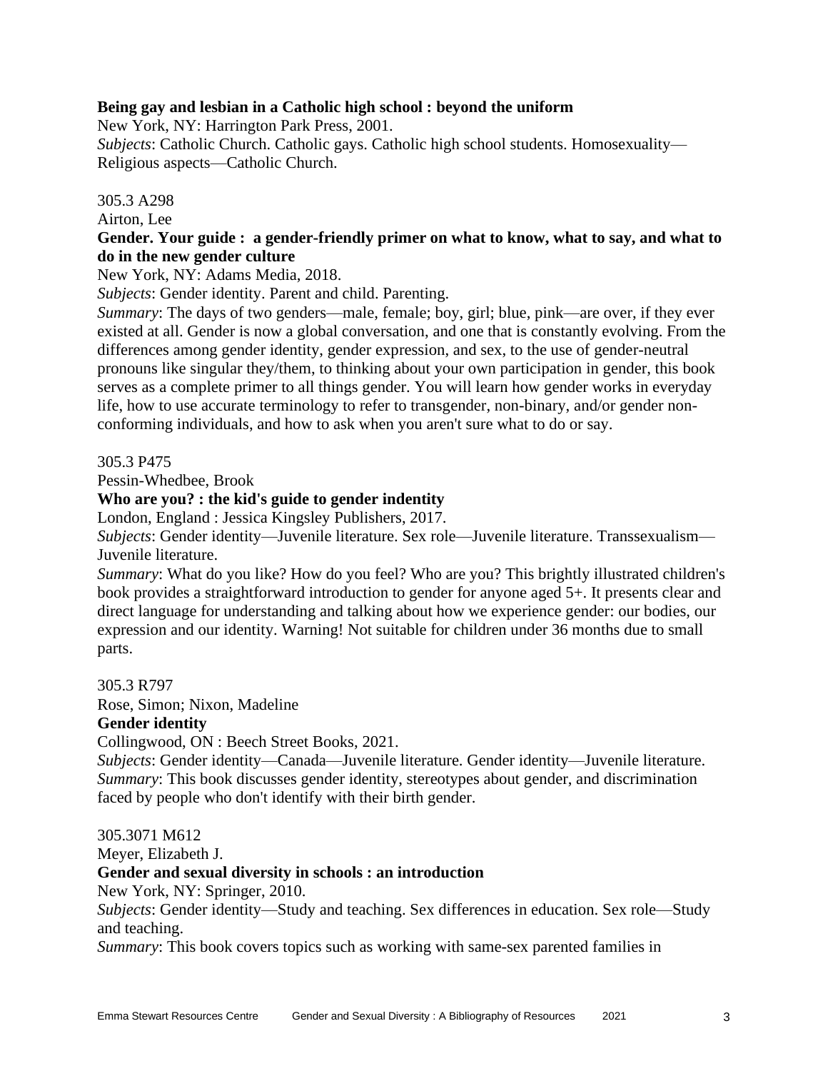**Being gay and lesbian in a Catholic high school : beyond the uniform**
New York, NY: Harrington Park Press, 2001.
*Subjects*: Catholic Church. Catholic gays. Catholic high school students. Homosexuality—Religious aspects—Catholic Church.

305.3 A298
Airton, Lee
**Gender. Your guide : a gender-friendly primer on what to know, what to say, and what to do in the new gender culture**
New York, NY: Adams Media, 2018.
*Subjects*: Gender identity. Parent and child. Parenting.
*Summary*: The days of two genders—male, female; boy, girl; blue, pink—are over, if they ever existed at all. Gender is now a global conversation, and one that is constantly evolving. From the differences among gender identity, gender expression, and sex, to the use of gender-neutral pronouns like singular they/them, to thinking about your own participation in gender, this book serves as a complete primer to all things gender. You will learn how gender works in everyday life, how to use accurate terminology to refer to transgender, non-binary, and/or gender non-conforming individuals, and how to ask when you aren't sure what to do or say.

305.3 P475
Pessin-Whedbee, Brook
**Who are you? : the kid's guide to gender indentity**
London, England : Jessica Kingsley Publishers, 2017.
*Subjects*: Gender identity—Juvenile literature. Sex role—Juvenile literature. Transsexualism—Juvenile literature.
*Summary*: What do you like? How do you feel? Who are you? This brightly illustrated children's book provides a straightforward introduction to gender for anyone aged 5+. It presents clear and direct language for understanding and talking about how we experience gender: our bodies, our expression and our identity. Warning! Not suitable for children under 36 months due to small parts.

305.3 R797
Rose, Simon; Nixon, Madeline
**Gender identity**
Collingwood, ON : Beech Street Books, 2021.
*Subjects*: Gender identity—Canada—Juvenile literature. Gender identity—Juvenile literature.
*Summary*: This book discusses gender identity, stereotypes about gender, and discrimination faced by people who don't identify with their birth gender.

305.3071 M612
Meyer, Elizabeth J.
**Gender and sexual diversity in schools : an introduction**
New York, NY: Springer, 2010.
*Subjects*: Gender identity—Study and teaching. Sex differences in education. Sex role—Study and teaching.
*Summary*: This book covers topics such as working with same-sex parented families in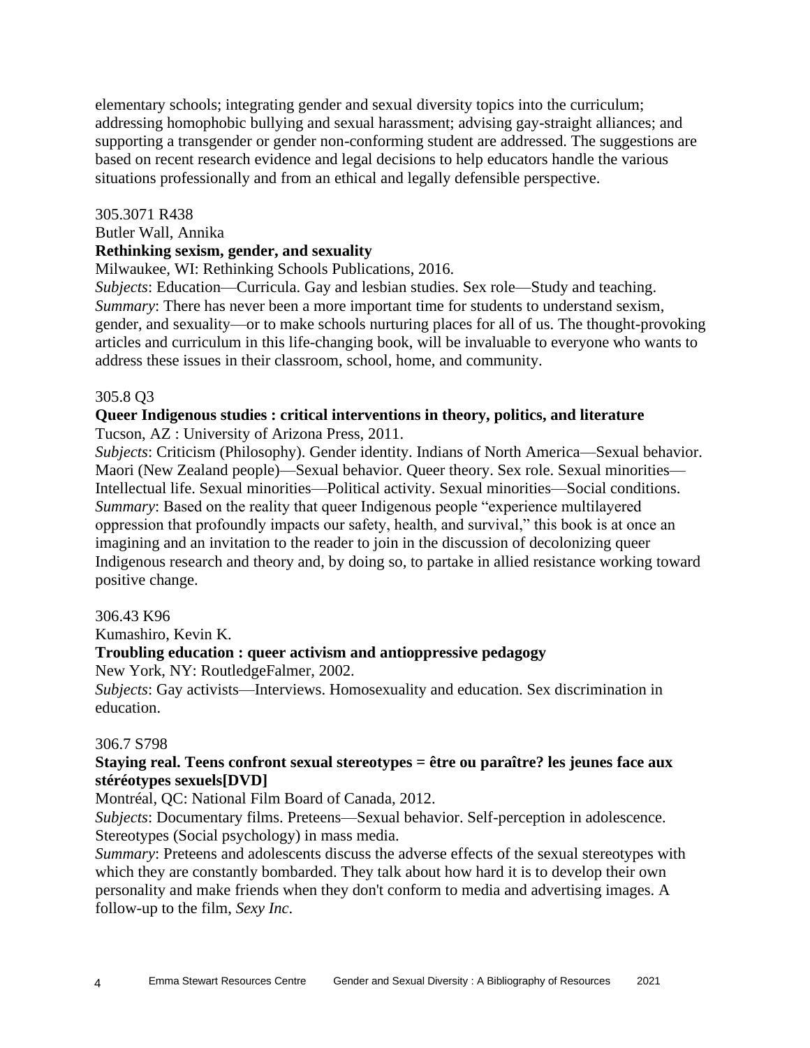elementary schools; integrating gender and sexual diversity topics into the curriculum; addressing homophobic bullying and sexual harassment; advising gay-straight alliances; and supporting a transgender or gender non-conforming student are addressed. The suggestions are based on recent research evidence and legal decisions to help educators handle the various situations professionally and from an ethical and legally defensible perspective.

305.3071 R438
Butler Wall, Annika
**Rethinking sexism, gender, and sexuality**
Milwaukee, WI: Rethinking Schools Publications, 2016.
*Subjects*: Education—Curricula. Gay and lesbian studies. Sex role—Study and teaching.
*Summary*: There has never been a more important time for students to understand sexism, gender, and sexuality—or to make schools nurturing places for all of us. The thought-provoking articles and curriculum in this life-changing book, will be invaluable to everyone who wants to address these issues in their classroom, school, home, and community.

305.8 Q3
**Queer Indigenous studies : critical interventions in theory, politics, and literature**
Tucson, AZ : University of Arizona Press, 2011.
*Subjects*: Criticism (Philosophy). Gender identity. Indians of North America—Sexual behavior. Maori (New Zealand people)—Sexual behavior. Queer theory. Sex role. Sexual minorities—Intellectual life. Sexual minorities—Political activity. Sexual minorities—Social conditions.
*Summary*: Based on the reality that queer Indigenous people "experience multilayered oppression that profoundly impacts our safety, health, and survival," this book is at once an imagining and an invitation to the reader to join in the discussion of decolonizing queer Indigenous research and theory and, by doing so, to partake in allied resistance working toward positive change.

306.43 K96
Kumashiro, Kevin K.
**Troubling education : queer activism and antioppressive pedagogy**
New York, NY: RoutledgeFalmer, 2002.
*Subjects*: Gay activists—Interviews. Homosexuality and education. Sex discrimination in education.

306.7 S798
**Staying real. Teens confront sexual stereotypes = être ou paraître? les jeunes face aux stéréotypes sexuels[DVD]**
Montréal, QC: National Film Board of Canada, 2012.
*Subjects*: Documentary films. Preteens—Sexual behavior. Self-perception in adolescence. Stereotypes (Social psychology) in mass media.
*Summary*: Preteens and adolescents discuss the adverse effects of the sexual stereotypes with which they are constantly bombarded. They talk about how hard it is to develop their own personality and make friends when they don't conform to media and advertising images. A follow-up to the film, *Sexy Inc*.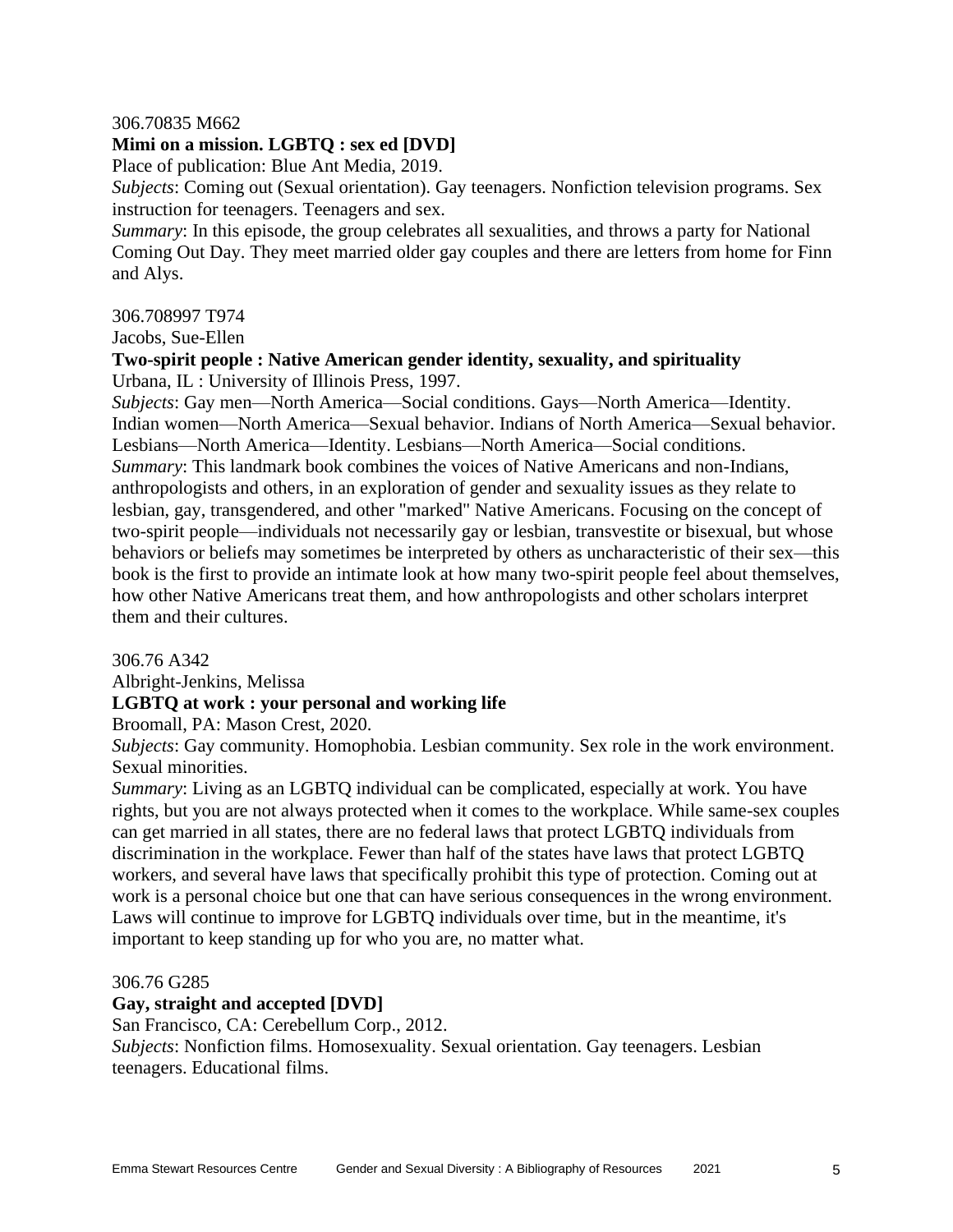306.70835 M662

**Mimi on a mission. LGBTQ : sex ed [DVD]**

Place of publication: Blue Ant Media, 2019.

*Subjects*: Coming out (Sexual orientation). Gay teenagers. Nonfiction television programs. Sex instruction for teenagers. Teenagers and sex.

*Summary*: In this episode, the group celebrates all sexualities, and throws a party for National Coming Out Day. They meet married older gay couples and there are letters from home for Finn and Alys.

306.708997 T974

Jacobs, Sue-Ellen

**Two-spirit people : Native American gender identity, sexuality, and spirituality**

Urbana, IL : University of Illinois Press, 1997.

*Subjects*: Gay men—North America—Social conditions. Gays—North America—Identity. Indian women—North America—Sexual behavior. Indians of North America—Sexual behavior. Lesbians—North America—Identity. Lesbians—North America—Social conditions.

*Summary*: This landmark book combines the voices of Native Americans and non-Indians, anthropologists and others, in an exploration of gender and sexuality issues as they relate to lesbian, gay, transgendered, and other "marked" Native Americans. Focusing on the concept of two-spirit people—individuals not necessarily gay or lesbian, transvestite or bisexual, but whose behaviors or beliefs may sometimes be interpreted by others as uncharacteristic of their sex—this book is the first to provide an intimate look at how many two-spirit people feel about themselves, how other Native Americans treat them, and how anthropologists and other scholars interpret them and their cultures.

306.76 A342

Albright-Jenkins, Melissa

**LGBTQ at work : your personal and working life**

Broomall, PA: Mason Crest, 2020.

*Subjects*: Gay community. Homophobia. Lesbian community. Sex role in the work environment. Sexual minorities.

*Summary*: Living as an LGBTQ individual can be complicated, especially at work. You have rights, but you are not always protected when it comes to the workplace. While same-sex couples can get married in all states, there are no federal laws that protect LGBTQ individuals from discrimination in the workplace. Fewer than half of the states have laws that protect LGBTQ workers, and several have laws that specifically prohibit this type of protection. Coming out at work is a personal choice but one that can have serious consequences in the wrong environment. Laws will continue to improve for LGBTQ individuals over time, but in the meantime, it's important to keep standing up for who you are, no matter what.

306.76 G285

**Gay, straight and accepted [DVD]**

San Francisco, CA: Cerebellum Corp., 2012.

*Subjects*: Nonfiction films. Homosexuality. Sexual orientation. Gay teenagers. Lesbian teenagers. Educational films.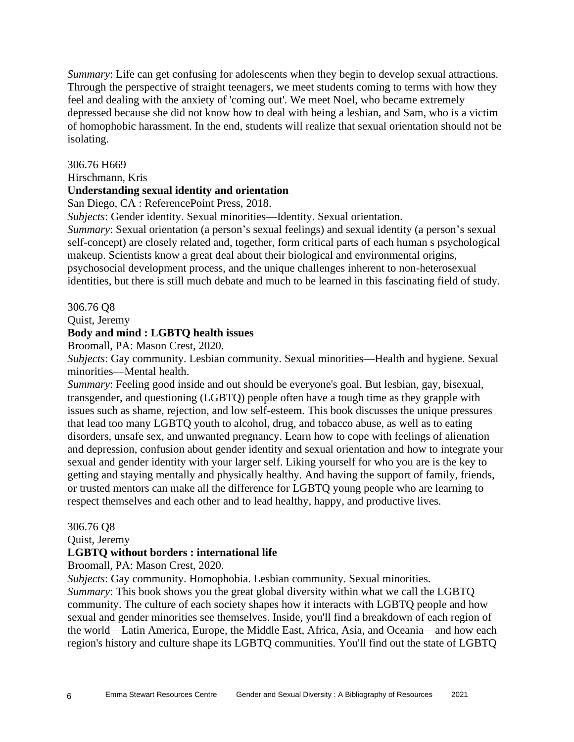*Summary*: Life can get confusing for adolescents when they begin to develop sexual attractions. Through the perspective of straight teenagers, we meet students coming to terms with how they feel and dealing with the anxiety of 'coming out'. We meet Noel, who became extremely depressed because she did not know how to deal with being a lesbian, and Sam, who is a victim of homophobic harassment. In the end, students will realize that sexual orientation should not be isolating.

306.76 H669
Hirschmann, Kris
**Understanding sexual identity and orientation**
San Diego, CA : ReferencePoint Press, 2018.
*Subjects*: Gender identity. Sexual minorities—Identity. Sexual orientation.
*Summary*: Sexual orientation (a person's sexual feelings) and sexual identity (a person's sexual self-concept) are closely related and, together, form critical parts of each human s psychological makeup. Scientists know a great deal about their biological and environmental origins, psychosocial development process, and the unique challenges inherent to non-heterosexual identities, but there is still much debate and much to be learned in this fascinating field of study.

306.76 Q8
Quist, Jeremy
**Body and mind : LGBTQ health issues**
Broomall, PA: Mason Crest, 2020.
*Subjects*: Gay community. Lesbian community. Sexual minorities—Health and hygiene. Sexual minorities—Mental health.
*Summary*: Feeling good inside and out should be everyone's goal. But lesbian, gay, bisexual, transgender, and questioning (LGBTQ) people often have a tough time as they grapple with issues such as shame, rejection, and low self-esteem. This book discusses the unique pressures that lead too many LGBTQ youth to alcohol, drug, and tobacco abuse, as well as to eating disorders, unsafe sex, and unwanted pregnancy. Learn how to cope with feelings of alienation and depression, confusion about gender identity and sexual orientation and how to integrate your sexual and gender identity with your larger self. Liking yourself for who you are is the key to getting and staying mentally and physically healthy. And having the support of family, friends, or trusted mentors can make all the difference for LGBTQ young people who are learning to respect themselves and each other and to lead healthy, happy, and productive lives.

306.76 Q8
Quist, Jeremy
**LGBTQ without borders : international life**
Broomall, PA: Mason Crest, 2020.
*Subjects*: Gay community. Homophobia. Lesbian community. Sexual minorities.
*Summary*: This book shows you the great global diversity within what we call the LGBTQ community. The culture of each society shapes how it interacts with LGBTQ people and how sexual and gender minorities see themselves. Inside, you'll find a breakdown of each region of the world—Latin America, Europe, the Middle East, Africa, Asia, and Oceania—and how each region's history and culture shape its LGBTQ communities. You'll find out the state of LGBTQ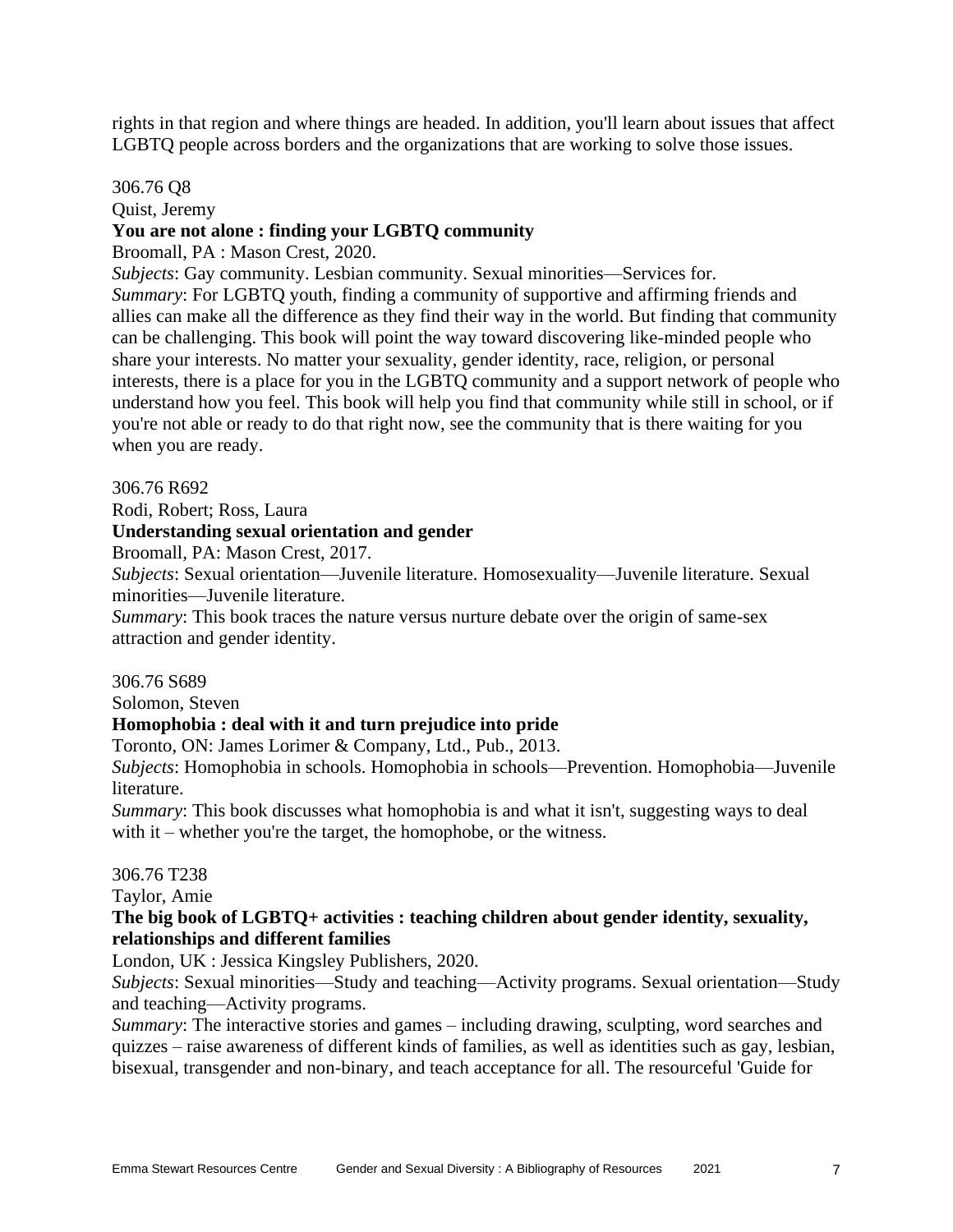rights in that region and where things are headed. In addition, you'll learn about issues that affect LGBTQ people across borders and the organizations that are working to solve those issues.

306.76 Q8
Quist, Jeremy
**You are not alone : finding your LGBTQ community**
Broomall, PA : Mason Crest, 2020.
*Subjects*: Gay community. Lesbian community. Sexual minorities—Services for.
*Summary*: For LGBTQ youth, finding a community of supportive and affirming friends and allies can make all the difference as they find their way in the world. But finding that community can be challenging. This book will point the way toward discovering like-minded people who share your interests. No matter your sexuality, gender identity, race, religion, or personal interests, there is a place for you in the LGBTQ community and a support network of people who understand how you feel. This book will help you find that community while still in school, or if you're not able or ready to do that right now, see the community that is there waiting for you when you are ready.

306.76 R692
Rodi, Robert; Ross, Laura
**Understanding sexual orientation and gender**
Broomall, PA: Mason Crest, 2017.
*Subjects*: Sexual orientation—Juvenile literature. Homosexuality—Juvenile literature. Sexual minorities—Juvenile literature.
*Summary*: This book traces the nature versus nurture debate over the origin of same-sex attraction and gender identity.

306.76 S689
Solomon, Steven
**Homophobia : deal with it and turn prejudice into pride**
Toronto, ON: James Lorimer & Company, Ltd., Pub., 2013.
*Subjects*: Homophobia in schools. Homophobia in schools—Prevention. Homophobia—Juvenile literature.
*Summary*: This book discusses what homophobia is and what it isn't, suggesting ways to deal with it – whether you're the target, the homophobe, or the witness.

306.76 T238
Taylor, Amie
**The big book of LGBTQ+ activities : teaching children about gender identity, sexuality, relationships and different families**
London, UK : Jessica Kingsley Publishers, 2020.
*Subjects*: Sexual minorities—Study and teaching—Activity programs. Sexual orientation—Study and teaching—Activity programs.
*Summary*: The interactive stories and games – including drawing, sculpting, word searches and quizzes – raise awareness of different kinds of families, as well as identities such as gay, lesbian, bisexual, transgender and non-binary, and teach acceptance for all. The resourceful 'Guide for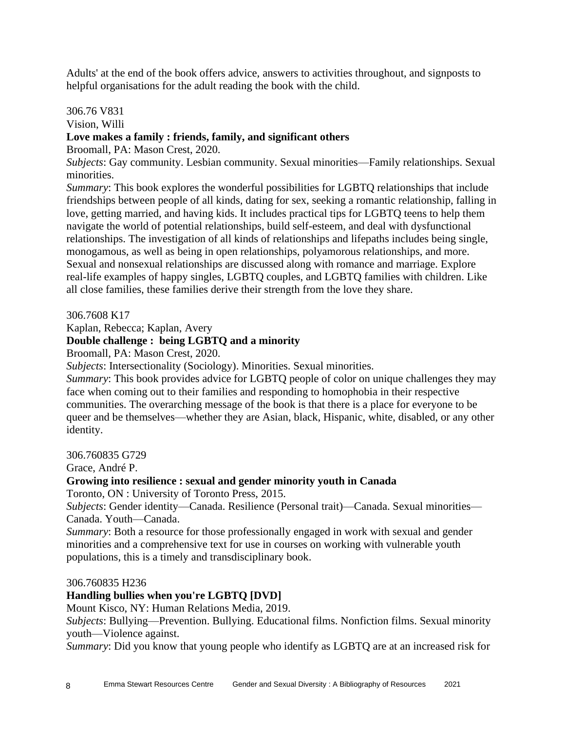Adults' at the end of the book offers advice, answers to activities throughout, and signposts to helpful organisations for the adult reading the book with the child.

306.76 V831  
Vision, Willi  
**Love makes a family : friends, family, and significant others**  
Broomall, PA: Mason Crest, 2020.  
*Subjects*: Gay community. Lesbian community. Sexual minorities—Family relationships. Sexual minorities.  
*Summary*: This book explores the wonderful possibilities for LGBTQ relationships that include friendships between people of all kinds, dating for sex, seeking a romantic relationship, falling in love, getting married, and having kids. It includes practical tips for LGBTQ teens to help them navigate the world of potential relationships, build self-esteem, and deal with dysfunctional relationships. The investigation of all kinds of relationships and lifepaths includes being single, monogamous, as well as being in open relationships, polyamorous relationships, and more. Sexual and nonsexual relationships are discussed along with romance and marriage. Explore real-life examples of happy singles, LGBTQ couples, and LGBTQ families with children. Like all close families, these families derive their strength from the love they share.

306.7608 K17  
Kaplan, Rebecca; Kaplan, Avery  
**Double challenge : being LGBTQ and a minority**  
Broomall, PA: Mason Crest, 2020.  
*Subjects*: Intersectionality (Sociology). Minorities. Sexual minorities.  
*Summary*: This book provides advice for LGBTQ people of color on unique challenges they may face when coming out to their families and responding to homophobia in their respective communities. The overarching message of the book is that there is a place for everyone to be queer and be themselves—whether they are Asian, black, Hispanic, white, disabled, or any other identity.

306.760835 G729  
Grace, André P.  
**Growing into resilience : sexual and gender minority youth in Canada**  
Toronto, ON : University of Toronto Press, 2015.  
*Subjects*: Gender identity—Canada. Resilience (Personal trait)—Canada. Sexual minorities—Canada. Youth—Canada.  
*Summary*: Both a resource for those professionally engaged in work with sexual and gender minorities and a comprehensive text for use in courses on working with vulnerable youth populations, this is a timely and transdisciplinary book.

306.760835 H236  
**Handling bullies when you're LGBTQ [DVD]**  
Mount Kisco, NY: Human Relations Media, 2019.  
*Subjects*: Bullying—Prevention. Bullying. Educational films. Nonfiction films. Sexual minority youth—Violence against.  
*Summary*: Did you know that young people who identify as LGBTQ are at an increased risk for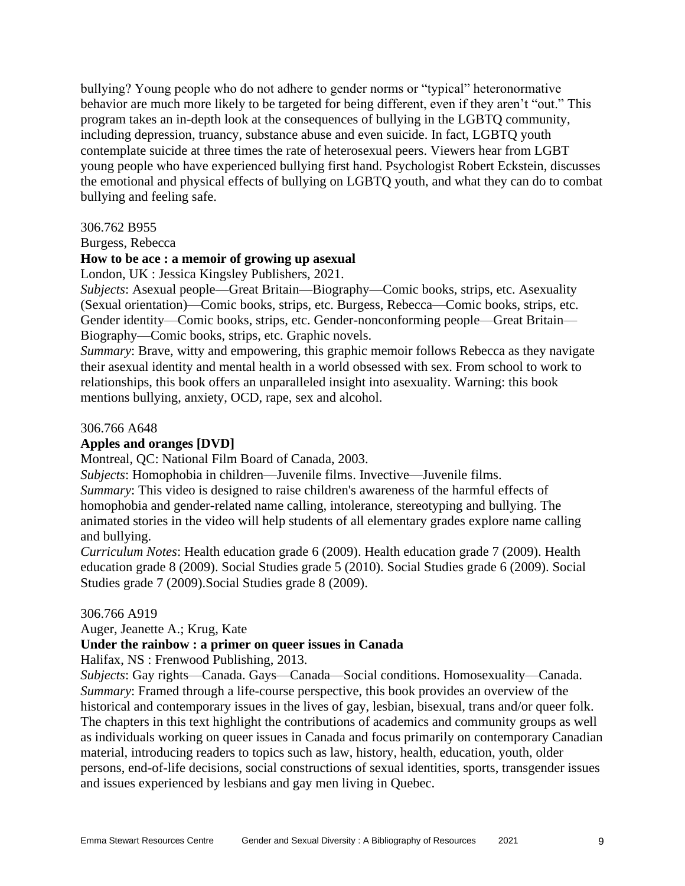bullying? Young people who do not adhere to gender norms or "typical" heteronormative behavior are much more likely to be targeted for being different, even if they aren't "out." This program takes an in-depth look at the consequences of bullying in the LGBTQ community, including depression, truancy, substance abuse and even suicide. In fact, LGBTQ youth contemplate suicide at three times the rate of heterosexual peers. Viewers hear from LGBT young people who have experienced bullying first hand. Psychologist Robert Eckstein, discusses the emotional and physical effects of bullying on LGBTQ youth, and what they can do to combat bullying and feeling safe.

306.762 B955
Burgess, Rebecca
**How to be ace : a memoir of growing up asexual**
London, UK : Jessica Kingsley Publishers, 2021.
*Subjects*: Asexual people—Great Britain—Biography—Comic books, strips, etc. Asexuality (Sexual orientation)—Comic books, strips, etc. Burgess, Rebecca—Comic books, strips, etc. Gender identity—Comic books, strips, etc. Gender-nonconforming people—Great Britain—Biography—Comic books, strips, etc. Graphic novels.
*Summary*: Brave, witty and empowering, this graphic memoir follows Rebecca as they navigate their asexual identity and mental health in a world obsessed with sex. From school to work to relationships, this book offers an unparalleled insight into asexuality. Warning: this book mentions bullying, anxiety, OCD, rape, sex and alcohol.

306.766 A648
**Apples and oranges [DVD]**
Montreal, QC: National Film Board of Canada, 2003.
*Subjects*: Homophobia in children—Juvenile films. Invective—Juvenile films.
*Summary*: This video is designed to raise children's awareness of the harmful effects of homophobia and gender-related name calling, intolerance, stereotyping and bullying. The animated stories in the video will help students of all elementary grades explore name calling and bullying.
*Curriculum Notes*: Health education grade 6 (2009). Health education grade 7 (2009). Health education grade 8 (2009). Social Studies grade 5 (2010). Social Studies grade 6 (2009). Social Studies grade 7 (2009).Social Studies grade 8 (2009).

306.766 A919
Auger, Jeanette A.; Krug, Kate
**Under the rainbow : a primer on queer issues in Canada**
Halifax, NS : Frenwood Publishing, 2013.
*Subjects*: Gay rights—Canada. Gays—Canada—Social conditions. Homosexuality—Canada.
*Summary*: Framed through a life-course perspective, this book provides an overview of the historical and contemporary issues in the lives of gay, lesbian, bisexual, trans and/or queer folk. The chapters in this text highlight the contributions of academics and community groups as well as individuals working on queer issues in Canada and focus primarily on contemporary Canadian material, introducing readers to topics such as law, history, health, education, youth, older persons, end-of-life decisions, social constructions of sexual identities, sports, transgender issues and issues experienced by lesbians and gay men living in Quebec.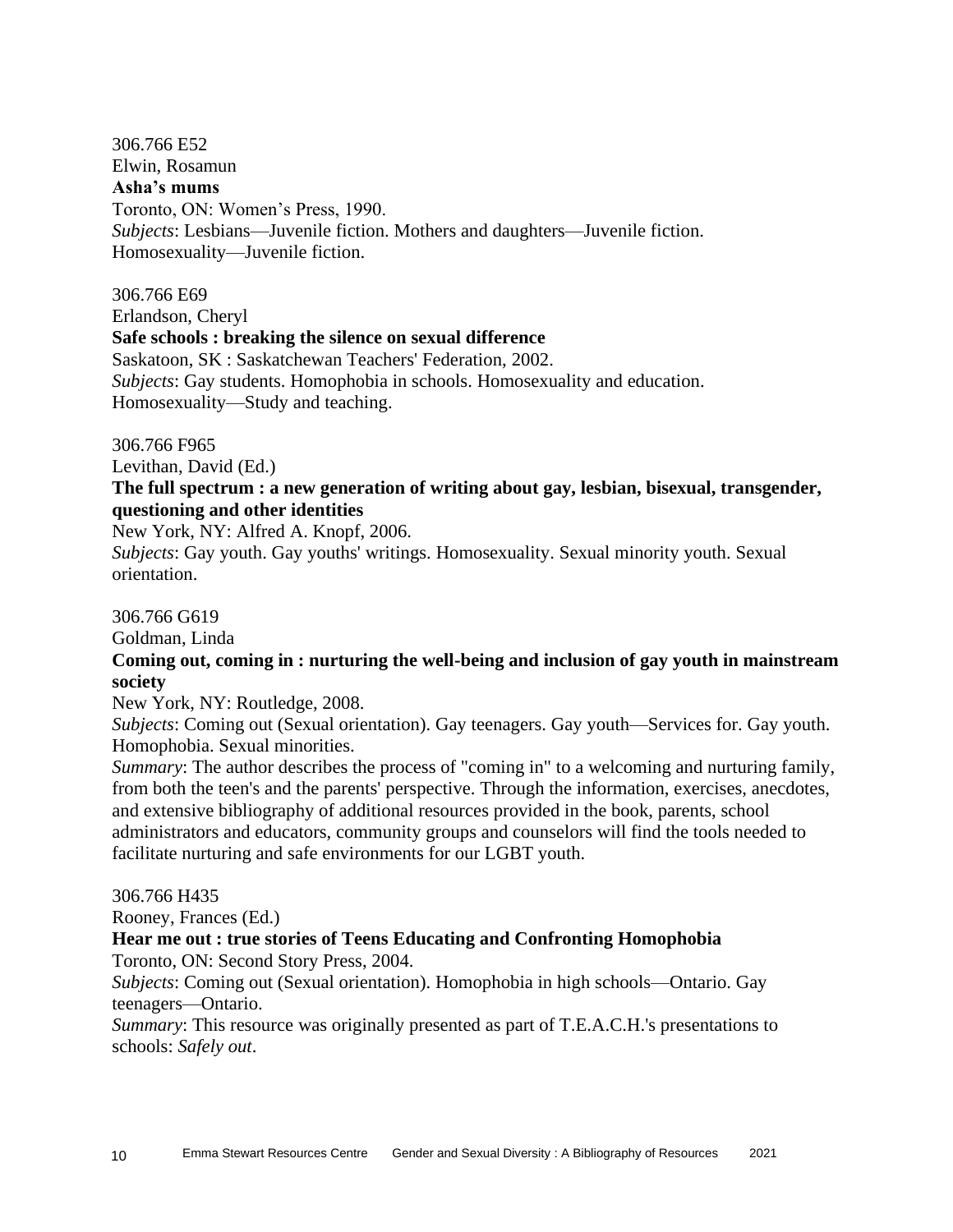306.766 E52
Elwin, Rosamun
**Asha's mums**
Toronto, ON: Women's Press, 1990.
*Subjects*: Lesbians—Juvenile fiction. Mothers and daughters—Juvenile fiction. Homosexuality—Juvenile fiction.

306.766 E69
Erlandson, Cheryl
**Safe schools : breaking the silence on sexual difference**
Saskatoon, SK : Saskatchewan Teachers' Federation, 2002.
*Subjects*: Gay students. Homophobia in schools. Homosexuality and education. Homosexuality—Study and teaching.

306.766 F965
Levithan, David (Ed.)
**The full spectrum : a new generation of writing about gay, lesbian, bisexual, transgender, questioning and other identities**
New York, NY: Alfred A. Knopf, 2006.
*Subjects*: Gay youth. Gay youths' writings. Homosexuality. Sexual minority youth. Sexual orientation.

306.766 G619
Goldman, Linda
**Coming out, coming in : nurturing the well-being and inclusion of gay youth in mainstream society**
New York, NY: Routledge, 2008.
*Subjects*: Coming out (Sexual orientation). Gay teenagers. Gay youth—Services for. Gay youth. Homophobia. Sexual minorities.
*Summary*: The author describes the process of "coming in" to a welcoming and nurturing family, from both the teen's and the parents' perspective. Through the information, exercises, anecdotes, and extensive bibliography of additional resources provided in the book, parents, school administrators and educators, community groups and counselors will find the tools needed to facilitate nurturing and safe environments for our LGBT youth.

306.766 H435
Rooney, Frances (Ed.)
**Hear me out : true stories of Teens Educating and Confronting Homophobia**
Toronto, ON: Second Story Press, 2004.
*Subjects*: Coming out (Sexual orientation). Homophobia in high schools—Ontario. Gay teenagers—Ontario.
*Summary*: This resource was originally presented as part of T.E.A.C.H.'s presentations to schools: *Safely out*.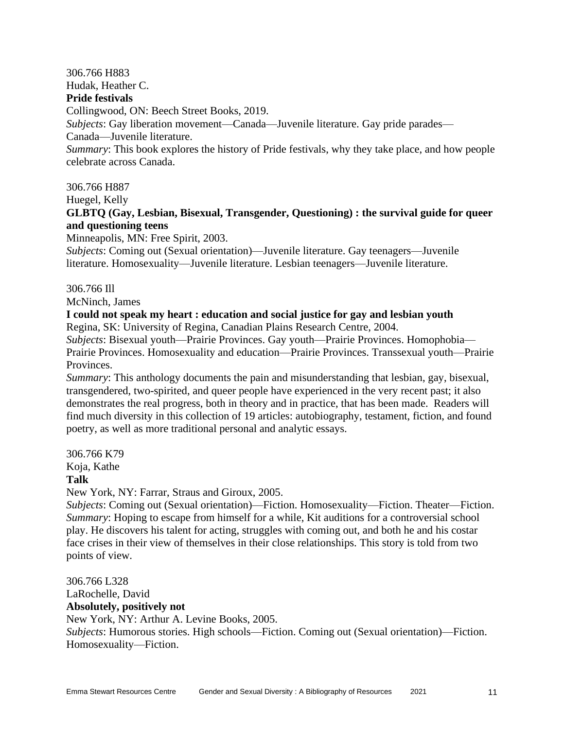306.766 H883
Hudak, Heather C.
**Pride festivals**
Collingwood, ON: Beech Street Books, 2019.
*Subjects*: Gay liberation movement—Canada—Juvenile literature. Gay pride parades—Canada—Juvenile literature.
*Summary*: This book explores the history of Pride festivals, why they take place, and how people celebrate across Canada.

306.766 H887
Huegel, Kelly
**GLBTQ (Gay, Lesbian, Bisexual, Transgender, Questioning) : the survival guide for queer and questioning teens**
Minneapolis, MN: Free Spirit, 2003.
*Subjects*: Coming out (Sexual orientation)—Juvenile literature. Gay teenagers—Juvenile literature. Homosexuality—Juvenile literature. Lesbian teenagers—Juvenile literature.

306.766 Ill
McNinch, James
**I could not speak my heart : education and social justice for gay and lesbian youth**
Regina, SK: University of Regina, Canadian Plains Research Centre, 2004.
*Subjects*: Bisexual youth—Prairie Provinces. Gay youth—Prairie Provinces. Homophobia—Prairie Provinces. Homosexuality and education—Prairie Provinces. Transsexual youth—Prairie Provinces.
*Summary*: This anthology documents the pain and misunderstanding that lesbian, gay, bisexual, transgendered, two-spirited, and queer people have experienced in the very recent past; it also demonstrates the real progress, both in theory and in practice, that has been made. Readers will find much diversity in this collection of 19 articles: autobiography, testament, fiction, and found poetry, as well as more traditional personal and analytic essays.

306.766 K79
Koja, Kathe
**Talk**
New York, NY: Farrar, Straus and Giroux, 2005.
*Subjects*: Coming out (Sexual orientation)—Fiction. Homosexuality—Fiction. Theater—Fiction.
*Summary*: Hoping to escape from himself for a while, Kit auditions for a controversial school play. He discovers his talent for acting, struggles with coming out, and both he and his costar face crises in their view of themselves in their close relationships. This story is told from two points of view.

306.766 L328
LaRochelle, David
**Absolutely, positively not**
New York, NY: Arthur A. Levine Books, 2005.
*Subjects*: Humorous stories. High schools—Fiction. Coming out (Sexual orientation)—Fiction. Homosexuality—Fiction.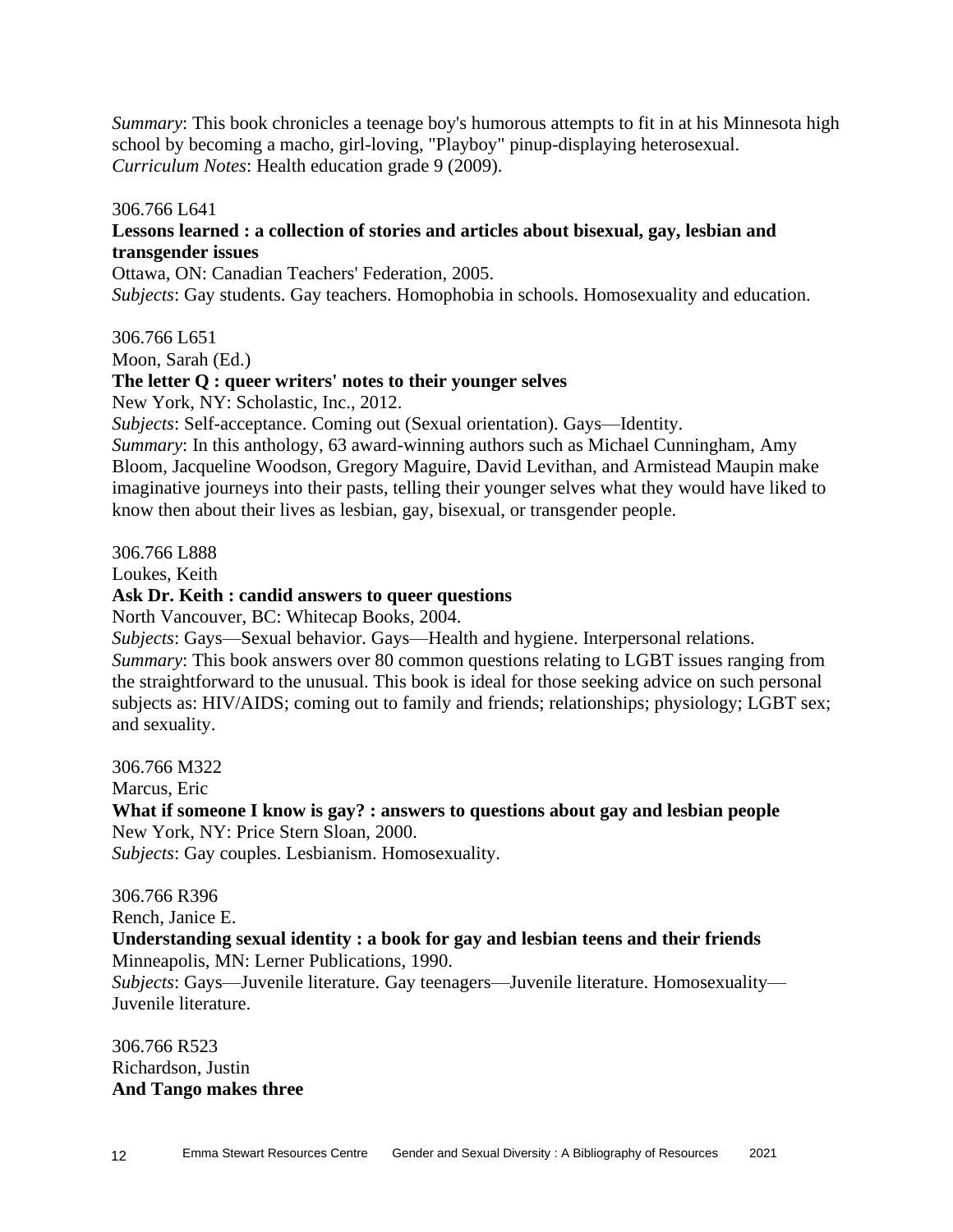*Summary*: This book chronicles a teenage boy's humorous attempts to fit in at his Minnesota high school by becoming a macho, girl-loving, "Playboy" pinup-displaying heterosexual.
*Curriculum Notes*: Health education grade 9 (2009).

306.766 L641
**Lessons learned : a collection of stories and articles about bisexual, gay, lesbian and transgender issues**
Ottawa, ON: Canadian Teachers' Federation, 2005.
*Subjects*: Gay students. Gay teachers. Homophobia in schools. Homosexuality and education.

306.766 L651
Moon, Sarah (Ed.)
**The letter Q : queer writers' notes to their younger selves**
New York, NY: Scholastic, Inc., 2012.
*Subjects*: Self-acceptance. Coming out (Sexual orientation). Gays—Identity.
*Summary*: In this anthology, 63 award-winning authors such as Michael Cunningham, Amy Bloom, Jacqueline Woodson, Gregory Maguire, David Levithan, and Armistead Maupin make imaginative journeys into their pasts, telling their younger selves what they would have liked to know then about their lives as lesbian, gay, bisexual, or transgender people.

306.766 L888
Loukes, Keith
**Ask Dr. Keith : candid answers to queer questions**
North Vancouver, BC: Whitecap Books, 2004.
*Subjects*: Gays—Sexual behavior. Gays—Health and hygiene. Interpersonal relations.
*Summary*: This book answers over 80 common questions relating to LGBT issues ranging from the straightforward to the unusual. This book is ideal for those seeking advice on such personal subjects as: HIV/AIDS; coming out to family and friends; relationships; physiology; LGBT sex; and sexuality.

306.766 M322
Marcus, Eric
**What if someone I know is gay? : answers to questions about gay and lesbian people**
New York, NY: Price Stern Sloan, 2000.
*Subjects*: Gay couples. Lesbianism. Homosexuality.

306.766 R396
Rench, Janice E.
**Understanding sexual identity : a book for gay and lesbian teens and their friends**
Minneapolis, MN: Lerner Publications, 1990.
*Subjects*: Gays—Juvenile literature. Gay teenagers—Juvenile literature. Homosexuality—Juvenile literature.

306.766 R523
Richardson, Justin
**And Tango makes three**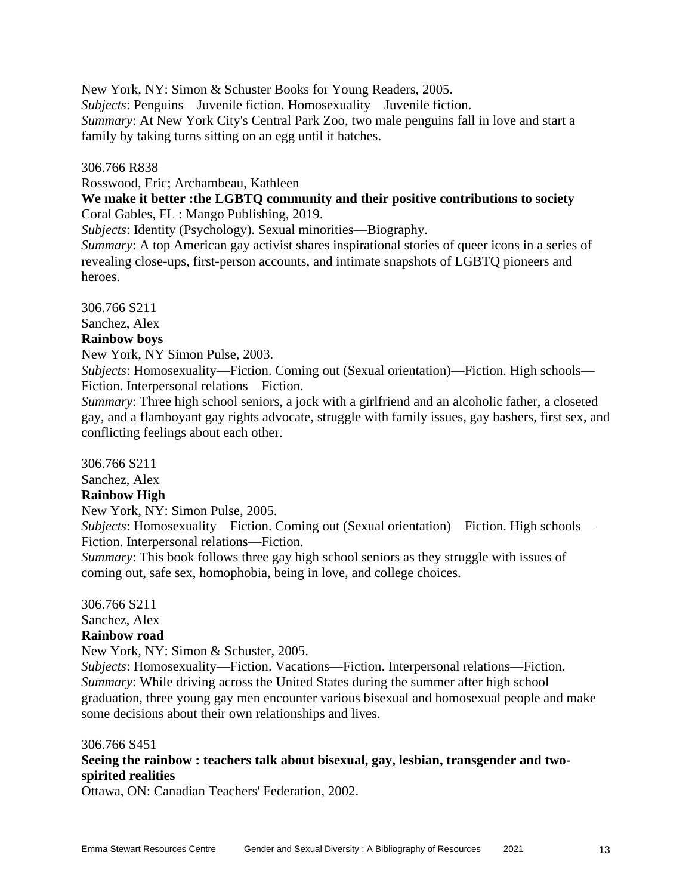New York, NY: Simon & Schuster Books for Young Readers, 2005.
*Subjects*: Penguins—Juvenile fiction. Homosexuality—Juvenile fiction.
*Summary*: At New York City's Central Park Zoo, two male penguins fall in love and start a family by taking turns sitting on an egg until it hatches.

306.766 R838
Rosswood, Eric; Archambeau, Kathleen
**We make it better :the LGBTQ community and their positive contributions to society**
Coral Gables, FL : Mango Publishing, 2019.
*Subjects*: Identity (Psychology). Sexual minorities—Biography.
*Summary*: A top American gay activist shares inspirational stories of queer icons in a series of revealing close-ups, first-person accounts, and intimate snapshots of LGBTQ pioneers and heroes.

306.766 S211
Sanchez, Alex
**Rainbow boys**
New York, NY Simon Pulse, 2003.
*Subjects*: Homosexuality—Fiction. Coming out (Sexual orientation)—Fiction. High schools—Fiction. Interpersonal relations—Fiction.
*Summary*: Three high school seniors, a jock with a girlfriend and an alcoholic father, a closeted gay, and a flamboyant gay rights advocate, struggle with family issues, gay bashers, first sex, and conflicting feelings about each other.

306.766 S211
Sanchez, Alex
**Rainbow High**
New York, NY: Simon Pulse, 2005.
*Subjects*: Homosexuality—Fiction. Coming out (Sexual orientation)—Fiction. High schools—Fiction. Interpersonal relations—Fiction.
*Summary*: This book follows three gay high school seniors as they struggle with issues of coming out, safe sex, homophobia, being in love, and college choices.

306.766 S211
Sanchez, Alex
**Rainbow road**
New York, NY: Simon & Schuster, 2005.
*Subjects*: Homosexuality—Fiction. Vacations—Fiction. Interpersonal relations—Fiction.
*Summary*: While driving across the United States during the summer after high school graduation, three young gay men encounter various bisexual and homosexual people and make some decisions about their own relationships and lives.

306.766 S451
**Seeing the rainbow : teachers talk about bisexual, gay, lesbian, transgender and two-spirited realities**
Ottawa, ON: Canadian Teachers' Federation, 2002.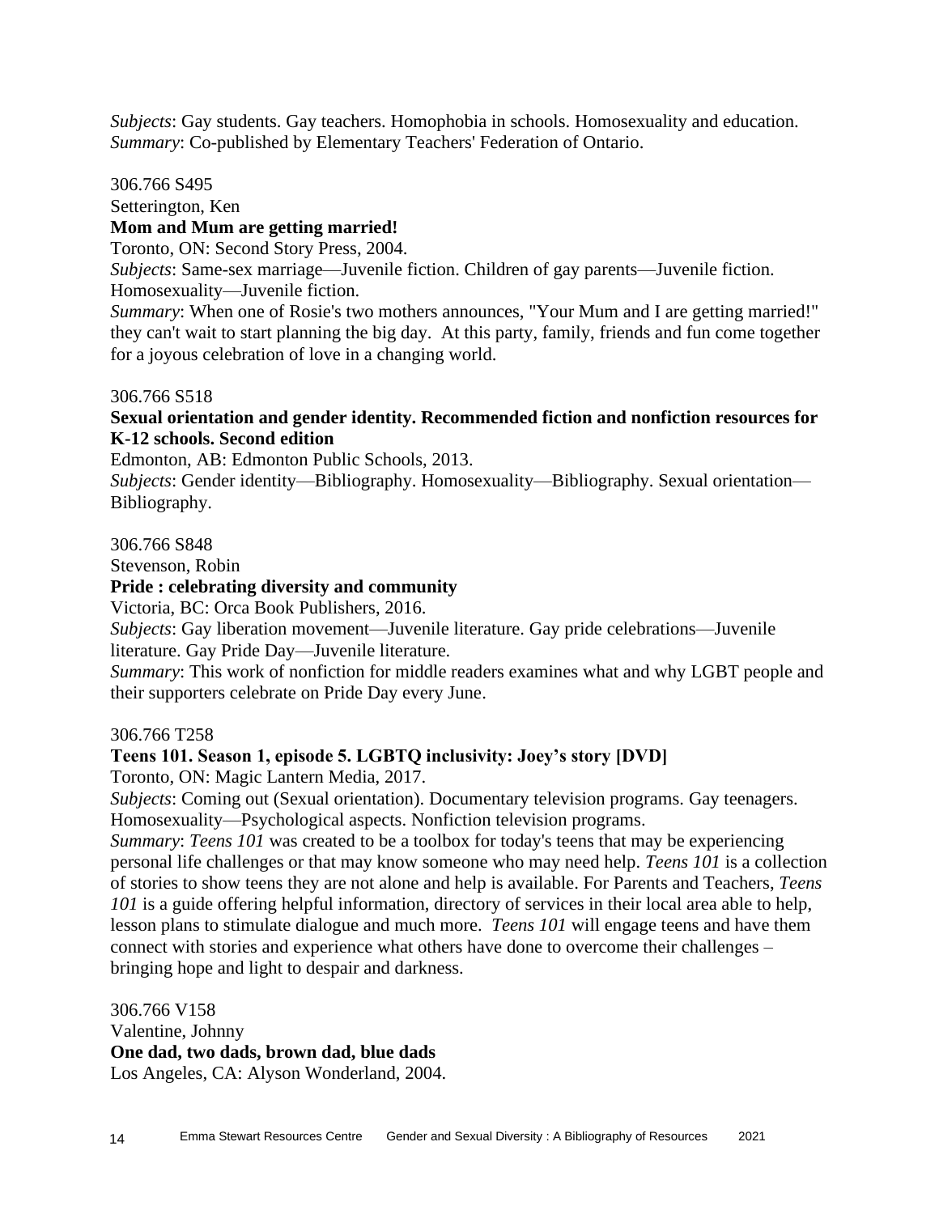*Subjects*: Gay students. Gay teachers. Homophobia in schools. Homosexuality and education.
*Summary*: Co-published by Elementary Teachers' Federation of Ontario.

306.766 S495
Setterington, Ken
**Mom and Mum are getting married!**
Toronto, ON: Second Story Press, 2004.
*Subjects*: Same-sex marriage—Juvenile fiction. Children of gay parents—Juvenile fiction. Homosexuality—Juvenile fiction.
*Summary*: When one of Rosie's two mothers announces, "Your Mum and I are getting married!" they can't wait to start planning the big day. At this party, family, friends and fun come together for a joyous celebration of love in a changing world.

306.766 S518
**Sexual orientation and gender identity. Recommended fiction and nonfiction resources for K-12 schools. Second edition**
Edmonton, AB: Edmonton Public Schools, 2013.
*Subjects*: Gender identity—Bibliography. Homosexuality—Bibliography. Sexual orientation—Bibliography.

306.766 S848
Stevenson, Robin
**Pride : celebrating diversity and community**
Victoria, BC: Orca Book Publishers, 2016.
*Subjects*: Gay liberation movement—Juvenile literature. Gay pride celebrations—Juvenile literature. Gay Pride Day—Juvenile literature.
*Summary*: This work of nonfiction for middle readers examines what and why LGBT people and their supporters celebrate on Pride Day every June.

306.766 T258
**Teens 101. Season 1, episode 5. LGBTQ inclusivity: Joey's story [DVD]**
Toronto, ON: Magic Lantern Media, 2017.
*Subjects*: Coming out (Sexual orientation). Documentary television programs. Gay teenagers. Homosexuality—Psychological aspects. Nonfiction television programs.
*Summary*: *Teens 101* was created to be a toolbox for today's teens that may be experiencing personal life challenges or that may know someone who may need help. *Teens 101* is a collection of stories to show teens they are not alone and help is available. For Parents and Teachers, *Teens 101* is a guide offering helpful information, directory of services in their local area able to help, lesson plans to stimulate dialogue and much more. *Teens 101* will engage teens and have them connect with stories and experience what others have done to overcome their challenges – bringing hope and light to despair and darkness.

306.766 V158
Valentine, Johnny
**One dad, two dads, brown dad, blue dads**
Los Angeles, CA: Alyson Wonderland, 2004.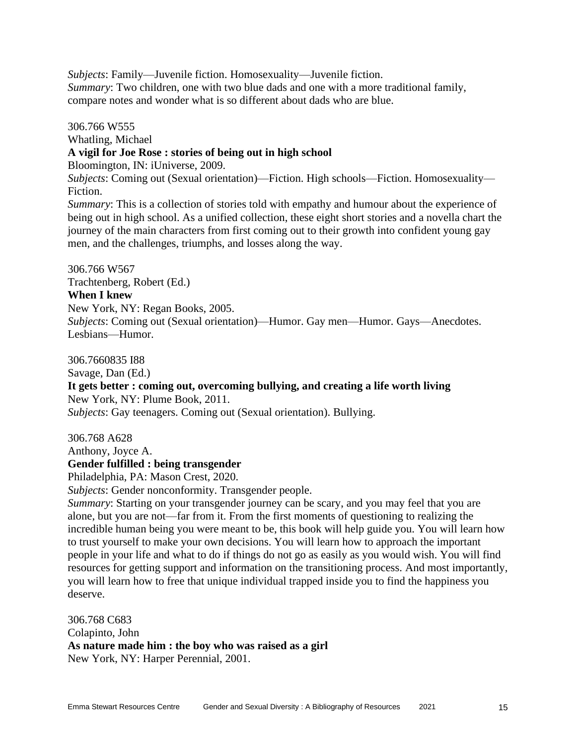*Subjects*: Family—Juvenile fiction. Homosexuality—Juvenile fiction.
*Summary*: Two children, one with two blue dads and one with a more traditional family, compare notes and wonder what is so different about dads who are blue.

306.766 W555
Whatling, Michael
**A vigil for Joe Rose : stories of being out in high school**
Bloomington, IN: iUniverse, 2009.
*Subjects*: Coming out (Sexual orientation)—Fiction. High schools—Fiction. Homosexuality—Fiction.
*Summary*: This is a collection of stories told with empathy and humour about the experience of being out in high school. As a unified collection, these eight short stories and a novella chart the journey of the main characters from first coming out to their growth into confident young gay men, and the challenges, triumphs, and losses along the way.

306.766 W567
Trachtenberg, Robert (Ed.)
**When I knew**
New York, NY: Regan Books, 2005.
*Subjects*: Coming out (Sexual orientation)—Humor. Gay men—Humor. Gays—Anecdotes. Lesbians—Humor.

306.7660835 I88
Savage, Dan (Ed.)
**It gets better : coming out, overcoming bullying, and creating a life worth living**
New York, NY: Plume Book, 2011.
*Subjects*: Gay teenagers. Coming out (Sexual orientation). Bullying.

306.768 A628
Anthony, Joyce A.
**Gender fulfilled : being transgender**
Philadelphia, PA: Mason Crest, 2020.
*Subjects*: Gender nonconformity. Transgender people.
*Summary*: Starting on your transgender journey can be scary, and you may feel that you are alone, but you are not—far from it. From the first moments of questioning to realizing the incredible human being you were meant to be, this book will help guide you. You will learn how to trust yourself to make your own decisions. You will learn how to approach the important people in your life and what to do if things do not go as easily as you would wish. You will find resources for getting support and information on the transitioning process. And most importantly, you will learn how to free that unique individual trapped inside you to find the happiness you deserve.

306.768 C683
Colapinto, John
**As nature made him : the boy who was raised as a girl**
New York, NY: Harper Perennial, 2001.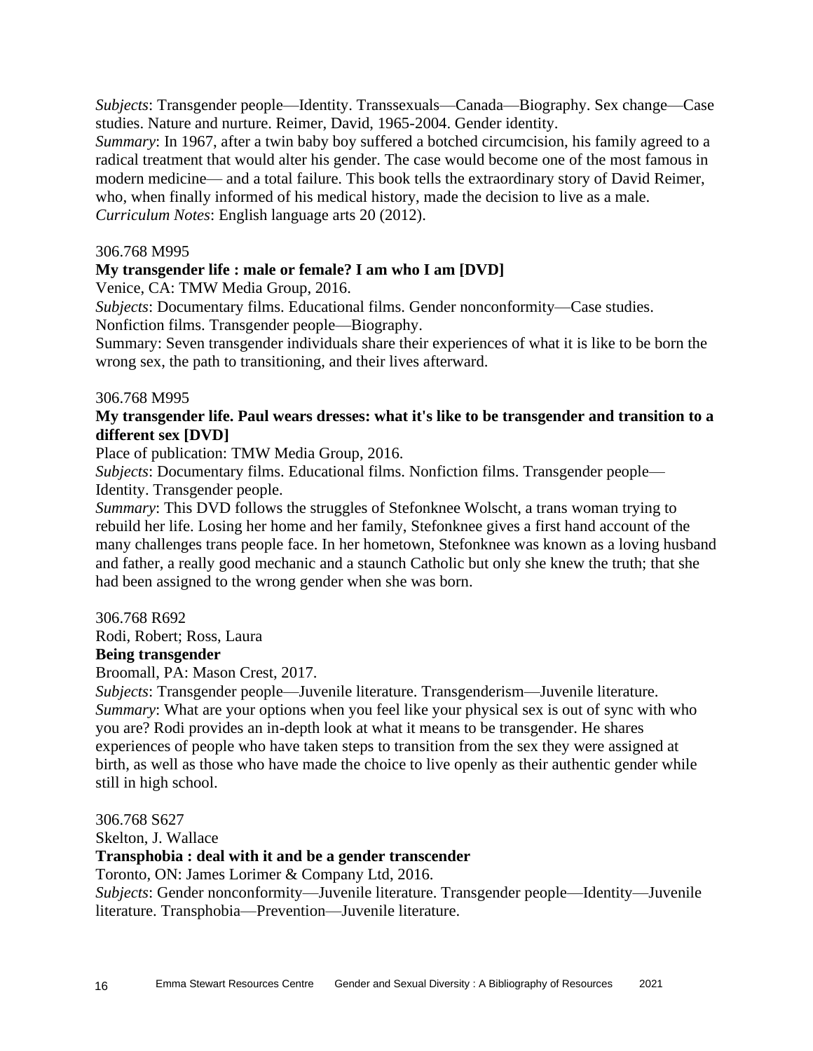*Subjects*: Transgender people—Identity. Transsexuals—Canada—Biography. Sex change—Case studies. Nature and nurture. Reimer, David, 1965-2004. Gender identity.
*Summary*: In 1967, after a twin baby boy suffered a botched circumcision, his family agreed to a radical treatment that would alter his gender. The case would become one of the most famous in modern medicine— and a total failure. This book tells the extraordinary story of David Reimer, who, when finally informed of his medical history, made the decision to live as a male.
*Curriculum Notes*: English language arts 20 (2012).

306.768 M995

**My transgender life : male or female? I am who I am [DVD]**

Venice, CA: TMW Media Group, 2016.
*Subjects*: Documentary films. Educational films. Gender nonconformity—Case studies. Nonfiction films. Transgender people—Biography.
Summary: Seven transgender individuals share their experiences of what it is like to be born the wrong sex, the path to transitioning, and their lives afterward.

306.768 M995

**My transgender life. Paul wears dresses: what it's like to be transgender and transition to a different sex [DVD]**

Place of publication: TMW Media Group, 2016.
*Subjects*: Documentary films. Educational films. Nonfiction films. Transgender people—Identity. Transgender people.
*Summary*: This DVD follows the struggles of Stefonknee Wolscht, a trans woman trying to rebuild her life. Losing her home and her family, Stefonknee gives a first hand account of the many challenges trans people face. In her hometown, Stefonknee was known as a loving husband and father, a really good mechanic and a staunch Catholic but only she knew the truth; that she had been assigned to the wrong gender when she was born.

306.768 R692
Rodi, Robert; Ross, Laura

**Being transgender**

Broomall, PA: Mason Crest, 2017.
*Subjects*: Transgender people—Juvenile literature. Transgenderism—Juvenile literature.
*Summary*: What are your options when you feel like your physical sex is out of sync with who you are? Rodi provides an in-depth look at what it means to be transgender. He shares experiences of people who have taken steps to transition from the sex they were assigned at birth, as well as those who have made the choice to live openly as their authentic gender while still in high school.

306.768 S627
Skelton, J. Wallace

**Transphobia : deal with it and be a gender transcender**

Toronto, ON: James Lorimer & Company Ltd, 2016.
*Subjects*: Gender nonconformity—Juvenile literature. Transgender people—Identity—Juvenile literature. Transphobia—Prevention—Juvenile literature.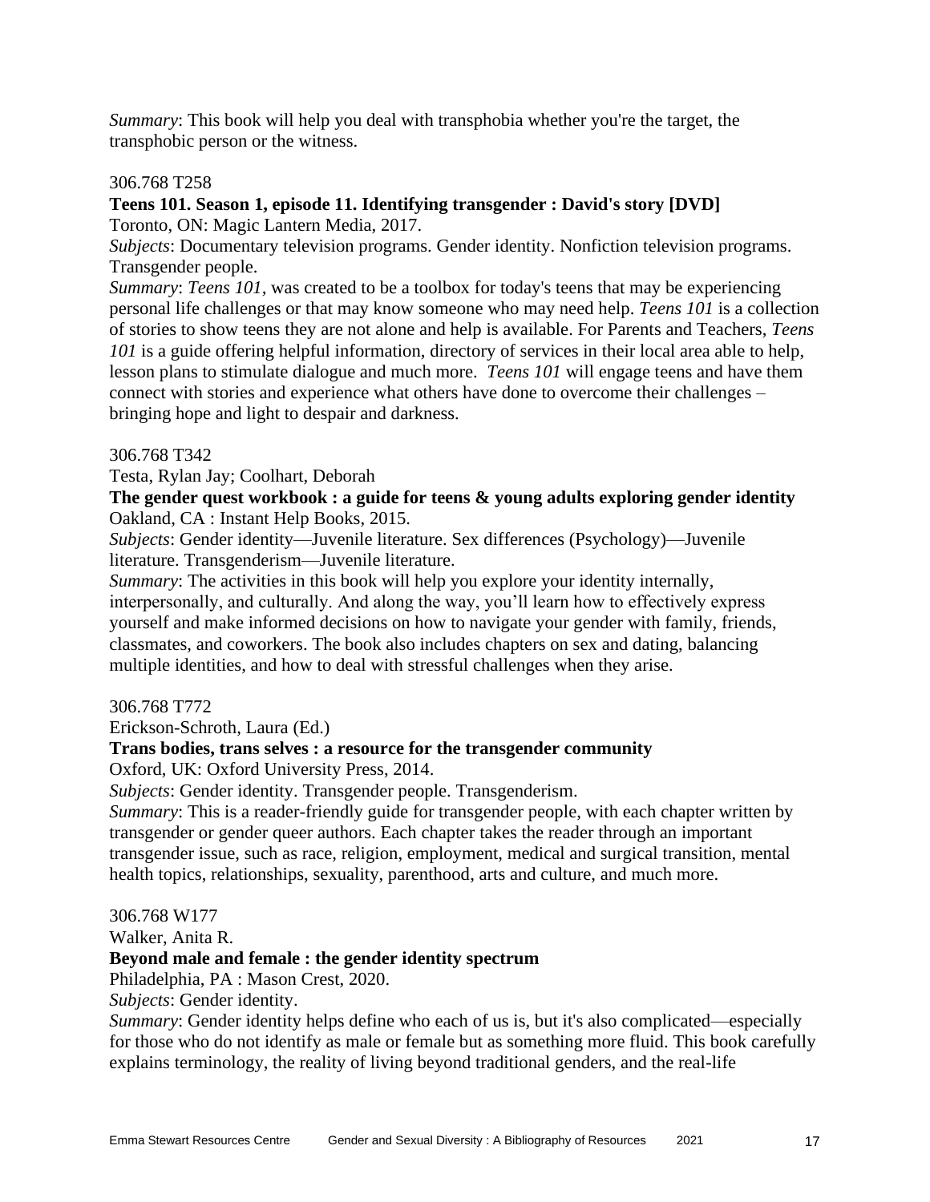*Summary*: This book will help you deal with transphobia whether you're the target, the transphobic person or the witness.

306.768 T258

**Teens 101. Season 1, episode 11. Identifying transgender : David's story [DVD]**
Toronto, ON: Magic Lantern Media, 2017.
*Subjects*: Documentary television programs. Gender identity. Nonfiction television programs. Transgender people.
*Summary*: *Teens 101,* was created to be a toolbox for today's teens that may be experiencing personal life challenges or that may know someone who may need help. *Teens 101* is a collection of stories to show teens they are not alone and help is available. For Parents and Teachers, *Teens 101* is a guide offering helpful information, directory of services in their local area able to help, lesson plans to stimulate dialogue and much more. *Teens 101* will engage teens and have them connect with stories and experience what others have done to overcome their challenges – bringing hope and light to despair and darkness.

306.768 T342

Testa, Rylan Jay; Coolhart, Deborah

**The gender quest workbook : a guide for teens & young adults exploring gender identity**
Oakland, CA : Instant Help Books, 2015.
*Subjects*: Gender identity—Juvenile literature. Sex differences (Psychology)—Juvenile literature. Transgenderism—Juvenile literature.
*Summary*: The activities in this book will help you explore your identity internally, interpersonally, and culturally. And along the way, you'll learn how to effectively express yourself and make informed decisions on how to navigate your gender with family, friends, classmates, and coworkers. The book also includes chapters on sex and dating, balancing multiple identities, and how to deal with stressful challenges when they arise.

306.768 T772

Erickson-Schroth, Laura (Ed.)

**Trans bodies, trans selves : a resource for the transgender community**
Oxford, UK: Oxford University Press, 2014.
*Subjects*: Gender identity. Transgender people. Transgenderism.
*Summary*: This is a reader-friendly guide for transgender people, with each chapter written by transgender or gender queer authors. Each chapter takes the reader through an important transgender issue, such as race, religion, employment, medical and surgical transition, mental health topics, relationships, sexuality, parenthood, arts and culture, and much more.

306.768 W177

Walker, Anita R.

**Beyond male and female : the gender identity spectrum**
Philadelphia, PA : Mason Crest, 2020.
*Subjects*: Gender identity.
*Summary*: Gender identity helps define who each of us is, but it's also complicated—especially for those who do not identify as male or female but as something more fluid. This book carefully explains terminology, the reality of living beyond traditional genders, and the real-life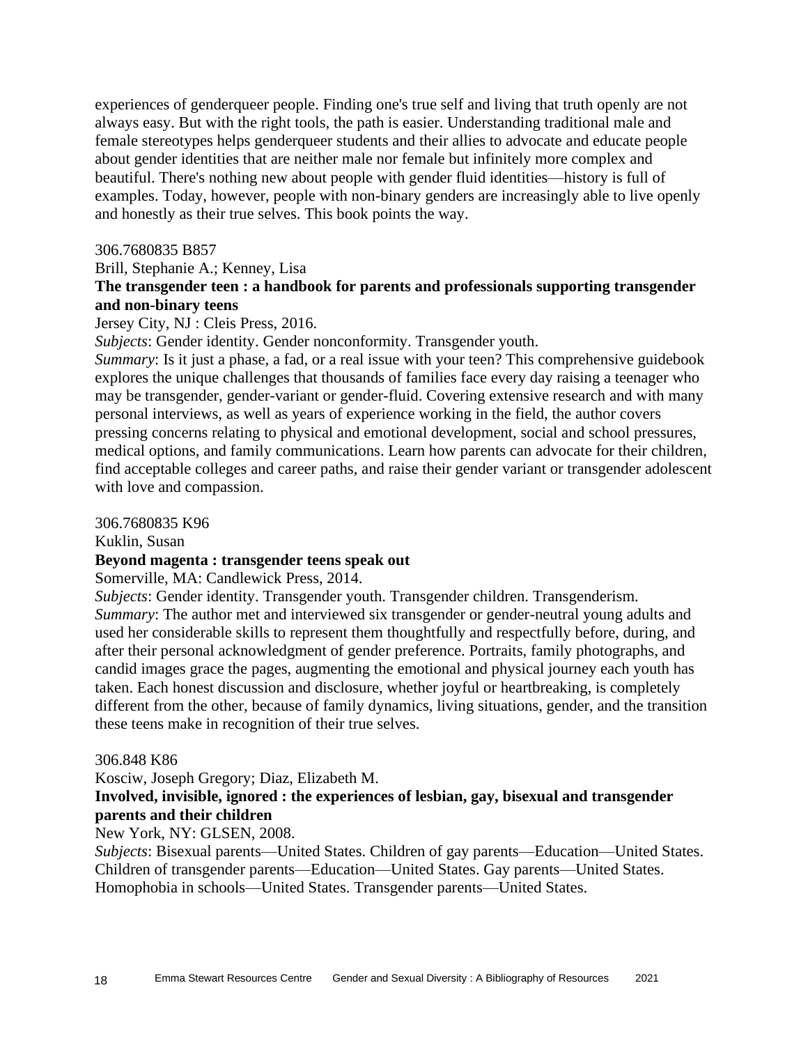experiences of genderqueer people. Finding one's true self and living that truth openly are not always easy. But with the right tools, the path is easier. Understanding traditional male and female stereotypes helps genderqueer students and their allies to advocate and educate people about gender identities that are neither male nor female but infinitely more complex and beautiful. There's nothing new about people with gender fluid identities—history is full of examples. Today, however, people with non-binary genders are increasingly able to live openly and honestly as their true selves. This book points the way.

306.7680835 B857

Brill, Stephanie A.; Kenney, Lisa

**The transgender teen : a handbook for parents and professionals supporting transgender and non-binary teens**

Jersey City, NJ : Cleis Press, 2016.

*Subjects*: Gender identity. Gender nonconformity. Transgender youth.

*Summary*: Is it just a phase, a fad, or a real issue with your teen? This comprehensive guidebook explores the unique challenges that thousands of families face every day raising a teenager who may be transgender, gender-variant or gender-fluid. Covering extensive research and with many personal interviews, as well as years of experience working in the field, the author covers pressing concerns relating to physical and emotional development, social and school pressures, medical options, and family communications. Learn how parents can advocate for their children, find acceptable colleges and career paths, and raise their gender variant or transgender adolescent with love and compassion.

306.7680835 K96

Kuklin, Susan

**Beyond magenta : transgender teens speak out**

Somerville, MA: Candlewick Press, 2014.

*Subjects*: Gender identity. Transgender youth. Transgender children. Transgenderism.

*Summary*: The author met and interviewed six transgender or gender-neutral young adults and used her considerable skills to represent them thoughtfully and respectfully before, during, and after their personal acknowledgment of gender preference. Portraits, family photographs, and candid images grace the pages, augmenting the emotional and physical journey each youth has taken. Each honest discussion and disclosure, whether joyful or heartbreaking, is completely different from the other, because of family dynamics, living situations, gender, and the transition these teens make in recognition of their true selves.

306.848 K86

Kosciw, Joseph Gregory; Diaz, Elizabeth M.

**Involved, invisible, ignored : the experiences of lesbian, gay, bisexual and transgender parents and their children**

New York, NY: GLSEN, 2008.

*Subjects*: Bisexual parents—United States. Children of gay parents—Education—United States. Children of transgender parents—Education—United States. Gay parents—United States. Homophobia in schools—United States. Transgender parents—United States.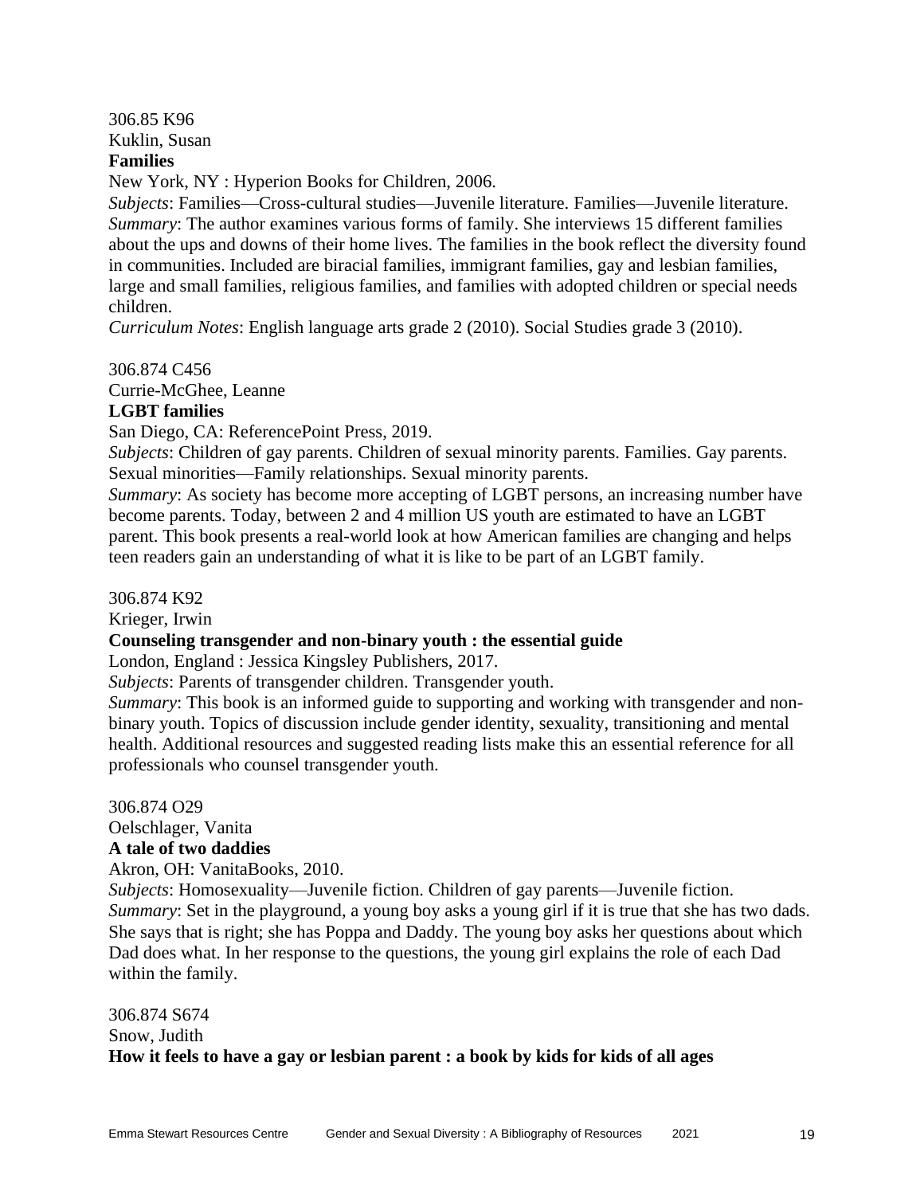306.85 K96  
Kuklin, Susan  
**Families**  
New York, NY : Hyperion Books for Children, 2006.  
*Subjects*: Families—Cross-cultural studies—Juvenile literature. Families—Juvenile literature.  
*Summary*: The author examines various forms of family. She interviews 15 different families about the ups and downs of their home lives. The families in the book reflect the diversity found in communities. Included are biracial families, immigrant families, gay and lesbian families, large and small families, religious families, and families with adopted children or special needs children.  
*Curriculum Notes*: English language arts grade 2 (2010). Social Studies grade 3 (2010).

306.874 C456  
Currie-McGhee, Leanne  
**LGBT families**  
San Diego, CA: ReferencePoint Press, 2019.  
*Subjects*: Children of gay parents. Children of sexual minority parents. Families. Gay parents. Sexual minorities—Family relationships. Sexual minority parents.  
*Summary*: As society has become more accepting of LGBT persons, an increasing number have become parents. Today, between 2 and 4 million US youth are estimated to have an LGBT parent. This book presents a real-world look at how American families are changing and helps teen readers gain an understanding of what it is like to be part of an LGBT family.

306.874 K92  
Krieger, Irwin  
**Counseling transgender and non-binary youth : the essential guide**  
London, England : Jessica Kingsley Publishers, 2017.  
*Subjects*: Parents of transgender children. Transgender youth.  
*Summary*: This book is an informed guide to supporting and working with transgender and non-binary youth. Topics of discussion include gender identity, sexuality, transitioning and mental health. Additional resources and suggested reading lists make this an essential reference for all professionals who counsel transgender youth.

306.874 O29  
Oelschlager, Vanita  
**A tale of two daddies**  
Akron, OH: VanitaBooks, 2010.  
*Subjects*: Homosexuality—Juvenile fiction. Children of gay parents—Juvenile fiction.  
*Summary*: Set in the playground, a young boy asks a young girl if it is true that she has two dads. She says that is right; she has Poppa and Daddy. The young boy asks her questions about which Dad does what. In her response to the questions, the young girl explains the role of each Dad within the family.

306.874 S674  
Snow, Judith  
**How it feels to have a gay or lesbian parent : a book by kids for kids of all ages**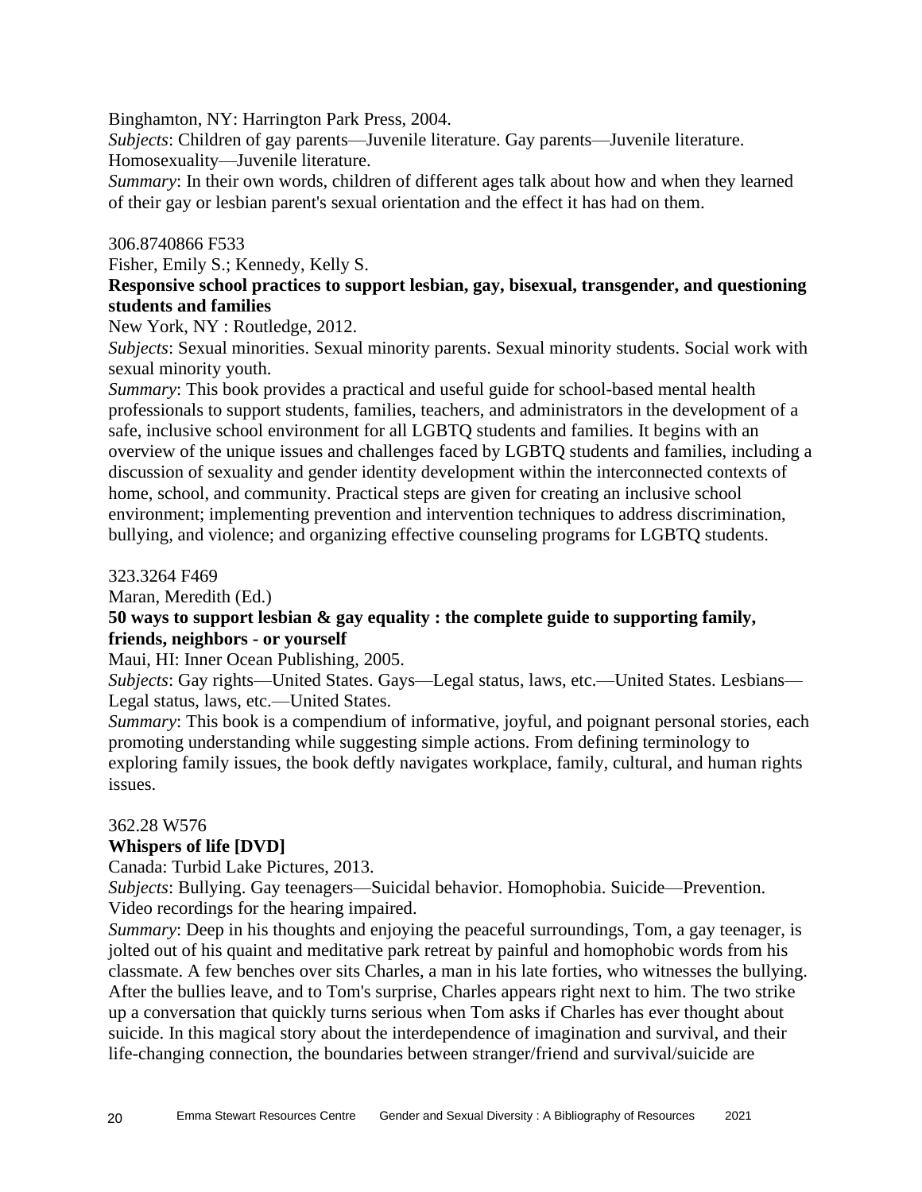Binghamton, NY: Harrington Park Press, 2004.

*Subjects*: Children of gay parents—Juvenile literature. Gay parents—Juvenile literature. Homosexuality—Juvenile literature.

*Summary*: In their own words, children of different ages talk about how and when they learned of their gay or lesbian parent's sexual orientation and the effect it has had on them.

306.8740866 F533

Fisher, Emily S.; Kennedy, Kelly S.

**Responsive school practices to support lesbian, gay, bisexual, transgender, and questioning students and families**

New York, NY : Routledge, 2012.

*Subjects*: Sexual minorities. Sexual minority parents. Sexual minority students. Social work with sexual minority youth.

*Summary*: This book provides a practical and useful guide for school-based mental health professionals to support students, families, teachers, and administrators in the development of a safe, inclusive school environment for all LGBTQ students and families. It begins with an overview of the unique issues and challenges faced by LGBTQ students and families, including a discussion of sexuality and gender identity development within the interconnected contexts of home, school, and community. Practical steps are given for creating an inclusive school environment; implementing prevention and intervention techniques to address discrimination, bullying, and violence; and organizing effective counseling programs for LGBTQ students.

323.3264 F469

Maran, Meredith (Ed.)

**50 ways to support lesbian & gay equality : the complete guide to supporting family, friends, neighbors - or yourself**

Maui, HI: Inner Ocean Publishing, 2005.

*Subjects*: Gay rights—United States. Gays—Legal status, laws, etc.—United States. Lesbians—Legal status, laws, etc.—United States.

*Summary*: This book is a compendium of informative, joyful, and poignant personal stories, each promoting understanding while suggesting simple actions. From defining terminology to exploring family issues, the book deftly navigates workplace, family, cultural, and human rights issues.

362.28 W576

**Whispers of life [DVD]**

Canada: Turbid Lake Pictures, 2013.

*Subjects*: Bullying. Gay teenagers—Suicidal behavior. Homophobia. Suicide—Prevention. Video recordings for the hearing impaired.

*Summary*: Deep in his thoughts and enjoying the peaceful surroundings, Tom, a gay teenager, is jolted out of his quaint and meditative park retreat by painful and homophobic words from his classmate. A few benches over sits Charles, a man in his late forties, who witnesses the bullying. After the bullies leave, and to Tom's surprise, Charles appears right next to him. The two strike up a conversation that quickly turns serious when Tom asks if Charles has ever thought about suicide. In this magical story about the interdependence of imagination and survival, and their life-changing connection, the boundaries between stranger/friend and survival/suicide are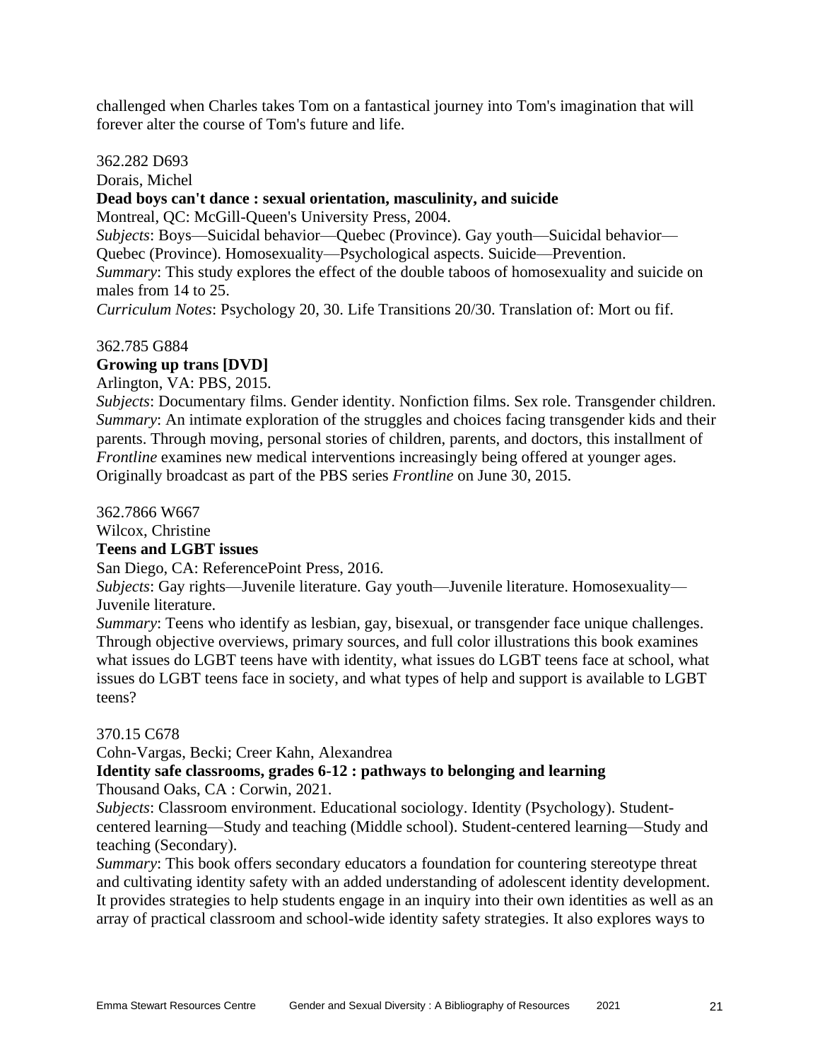challenged when Charles takes Tom on a fantastical journey into Tom's imagination that will forever alter the course of Tom's future and life.

362.282 D693
Dorais, Michel
**Dead boys can't dance : sexual orientation, masculinity, and suicide**
Montreal, QC: McGill-Queen's University Press, 2004.
*Subjects*: Boys—Suicidal behavior—Quebec (Province). Gay youth—Suicidal behavior—Quebec (Province). Homosexuality—Psychological aspects. Suicide—Prevention.
*Summary*: This study explores the effect of the double taboos of homosexuality and suicide on males from 14 to 25.
*Curriculum Notes*: Psychology 20, 30. Life Transitions 20/30. Translation of: Mort ou fif.

362.785 G884
**Growing up trans [DVD]**
Arlington, VA: PBS, 2015.
*Subjects*: Documentary films. Gender identity. Nonfiction films. Sex role. Transgender children.
*Summary*: An intimate exploration of the struggles and choices facing transgender kids and their parents. Through moving, personal stories of children, parents, and doctors, this installment of *Frontline* examines new medical interventions increasingly being offered at younger ages. Originally broadcast as part of the PBS series *Frontline* on June 30, 2015.

362.7866 W667
Wilcox, Christine
**Teens and LGBT issues**
San Diego, CA: ReferencePoint Press, 2016.
*Subjects*: Gay rights—Juvenile literature. Gay youth—Juvenile literature. Homosexuality—Juvenile literature.
*Summary*: Teens who identify as lesbian, gay, bisexual, or transgender face unique challenges. Through objective overviews, primary sources, and full color illustrations this book examines what issues do LGBT teens have with identity, what issues do LGBT teens face at school, what issues do LGBT teens face in society, and what types of help and support is available to LGBT teens?

370.15 C678
Cohn-Vargas, Becki; Creer Kahn, Alexandrea
**Identity safe classrooms, grades 6-12 : pathways to belonging and learning**
Thousand Oaks, CA : Corwin, 2021.
*Subjects*: Classroom environment. Educational sociology. Identity (Psychology). Student-centered learning—Study and teaching (Middle school). Student-centered learning—Study and teaching (Secondary).
*Summary*: This book offers secondary educators a foundation for countering stereotype threat and cultivating identity safety with an added understanding of adolescent identity development. It provides strategies to help students engage in an inquiry into their own identities as well as an array of practical classroom and school-wide identity safety strategies. It also explores ways to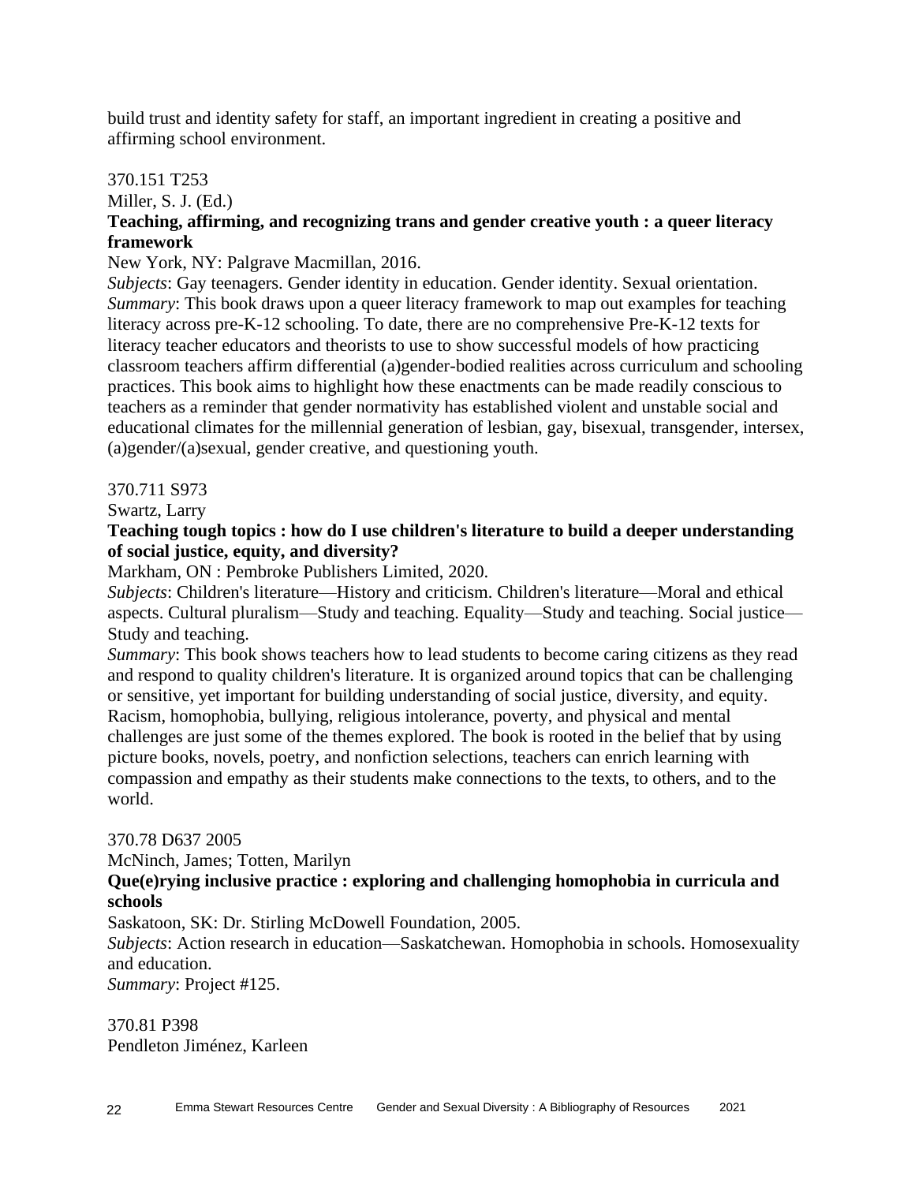build trust and identity safety for staff, an important ingredient in creating a positive and affirming school environment.

370.151 T253
Miller, S. J. (Ed.)
**Teaching, affirming, and recognizing trans and gender creative youth : a queer literacy framework**
New York, NY: Palgrave Macmillan, 2016.
*Subjects*: Gay teenagers. Gender identity in education. Gender identity. Sexual orientation.
*Summary*: This book draws upon a queer literacy framework to map out examples for teaching literacy across pre-K-12 schooling. To date, there are no comprehensive Pre-K-12 texts for literacy teacher educators and theorists to use to show successful models of how practicing classroom teachers affirm differential (a)gender-bodied realities across curriculum and schooling practices. This book aims to highlight how these enactments can be made readily conscious to teachers as a reminder that gender normativity has established violent and unstable social and educational climates for the millennial generation of lesbian, gay, bisexual, transgender, intersex, (a)gender/(a)sexual, gender creative, and questioning youth.

370.711 S973
Swartz, Larry
**Teaching tough topics : how do I use children's literature to build a deeper understanding of social justice, equity, and diversity?**
Markham, ON : Pembroke Publishers Limited, 2020.
*Subjects*: Children's literature—History and criticism. Children's literature—Moral and ethical aspects. Cultural pluralism—Study and teaching. Equality—Study and teaching. Social justice—Study and teaching.
*Summary*: This book shows teachers how to lead students to become caring citizens as they read and respond to quality children's literature. It is organized around topics that can be challenging or sensitive, yet important for building understanding of social justice, diversity, and equity. Racism, homophobia, bullying, religious intolerance, poverty, and physical and mental challenges are just some of the themes explored. The book is rooted in the belief that by using picture books, novels, poetry, and nonfiction selections, teachers can enrich learning with compassion and empathy as their students make connections to the texts, to others, and to the world.

370.78 D637 2005
McNinch, James; Totten, Marilyn
**Que(e)rying inclusive practice : exploring and challenging homophobia in curricula and schools**
Saskatoon, SK: Dr. Stirling McDowell Foundation, 2005.
*Subjects*: Action research in education—Saskatchewan. Homophobia in schools. Homosexuality and education.
*Summary*: Project #125.

370.81 P398
Pendleton Jiménez, Karleen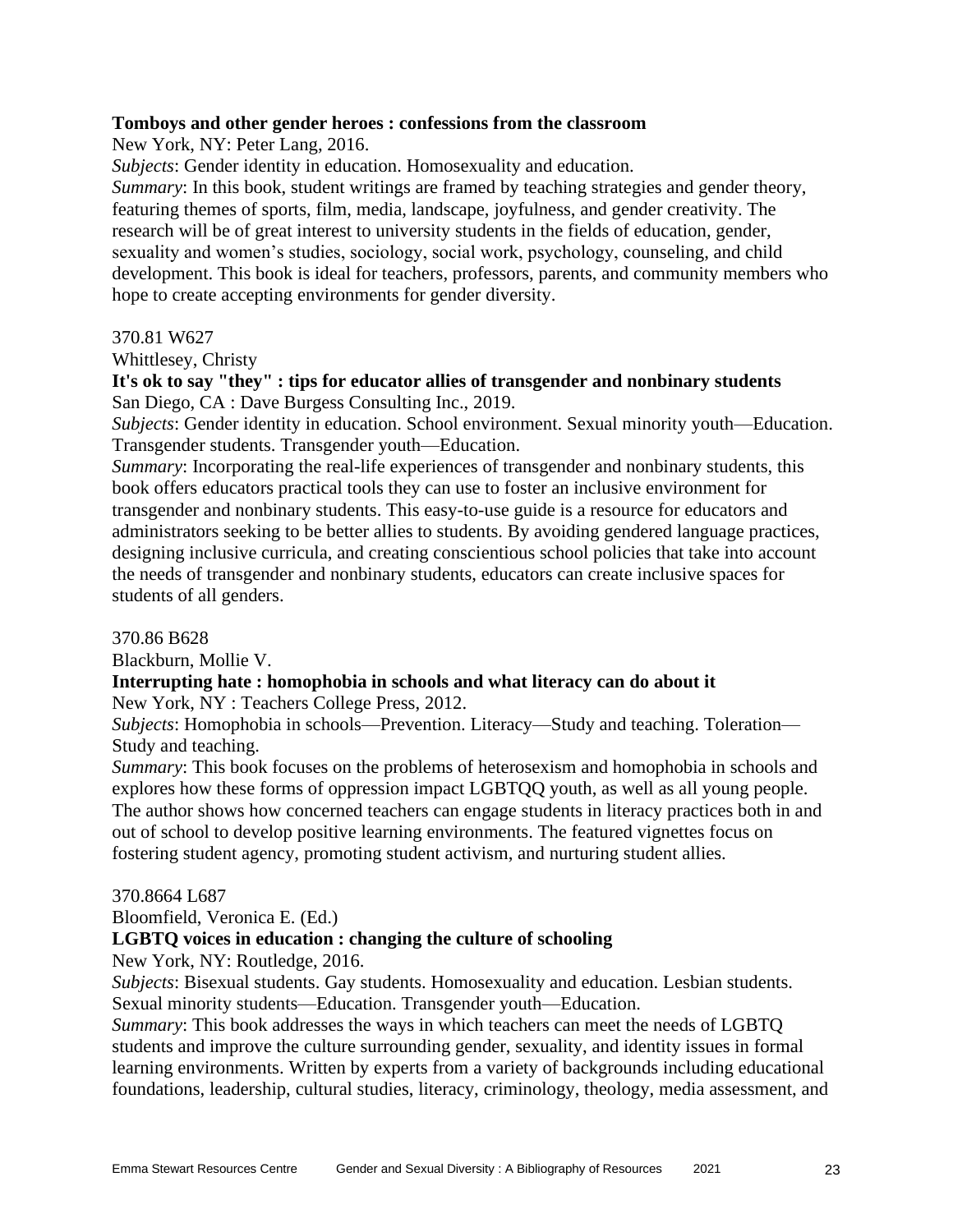**Tomboys and other gender heroes : confessions from the classroom**
New York, NY: Peter Lang, 2016.
*Subjects*: Gender identity in education. Homosexuality and education.
*Summary*: In this book, student writings are framed by teaching strategies and gender theory, featuring themes of sports, film, media, landscape, joyfulness, and gender creativity. The research will be of great interest to university students in the fields of education, gender, sexuality and women's studies, sociology, social work, psychology, counseling, and child development. This book is ideal for teachers, professors, parents, and community members who hope to create accepting environments for gender diversity.

370.81 W627
Whittlesey, Christy
**It's ok to say "they" : tips for educator allies of transgender and nonbinary students**
San Diego, CA : Dave Burgess Consulting Inc., 2019.
*Subjects*: Gender identity in education. School environment. Sexual minority youth—Education. Transgender students. Transgender youth—Education.
*Summary*: Incorporating the real-life experiences of transgender and nonbinary students, this book offers educators practical tools they can use to foster an inclusive environment for transgender and nonbinary students. This easy-to-use guide is a resource for educators and administrators seeking to be better allies to students. By avoiding gendered language practices, designing inclusive curricula, and creating conscientious school policies that take into account the needs of transgender and nonbinary students, educators can create inclusive spaces for students of all genders.

370.86 B628
Blackburn, Mollie V.
**Interrupting hate : homophobia in schools and what literacy can do about it**
New York, NY : Teachers College Press, 2012.
*Subjects*: Homophobia in schools—Prevention. Literacy—Study and teaching. Toleration—Study and teaching.
*Summary*: This book focuses on the problems of heterosexism and homophobia in schools and explores how these forms of oppression impact LGBTQQ youth, as well as all young people. The author shows how concerned teachers can engage students in literacy practices both in and out of school to develop positive learning environments. The featured vignettes focus on fostering student agency, promoting student activism, and nurturing student allies.

370.8664 L687
Bloomfield, Veronica E. (Ed.)
**LGBTQ voices in education : changing the culture of schooling**
New York, NY: Routledge, 2016.
*Subjects*: Bisexual students. Gay students. Homosexuality and education. Lesbian students. Sexual minority students—Education. Transgender youth—Education.
*Summary*: This book addresses the ways in which teachers can meet the needs of LGBTQ students and improve the culture surrounding gender, sexuality, and identity issues in formal learning environments. Written by experts from a variety of backgrounds including educational foundations, leadership, cultural studies, literacy, criminology, theology, media assessment, and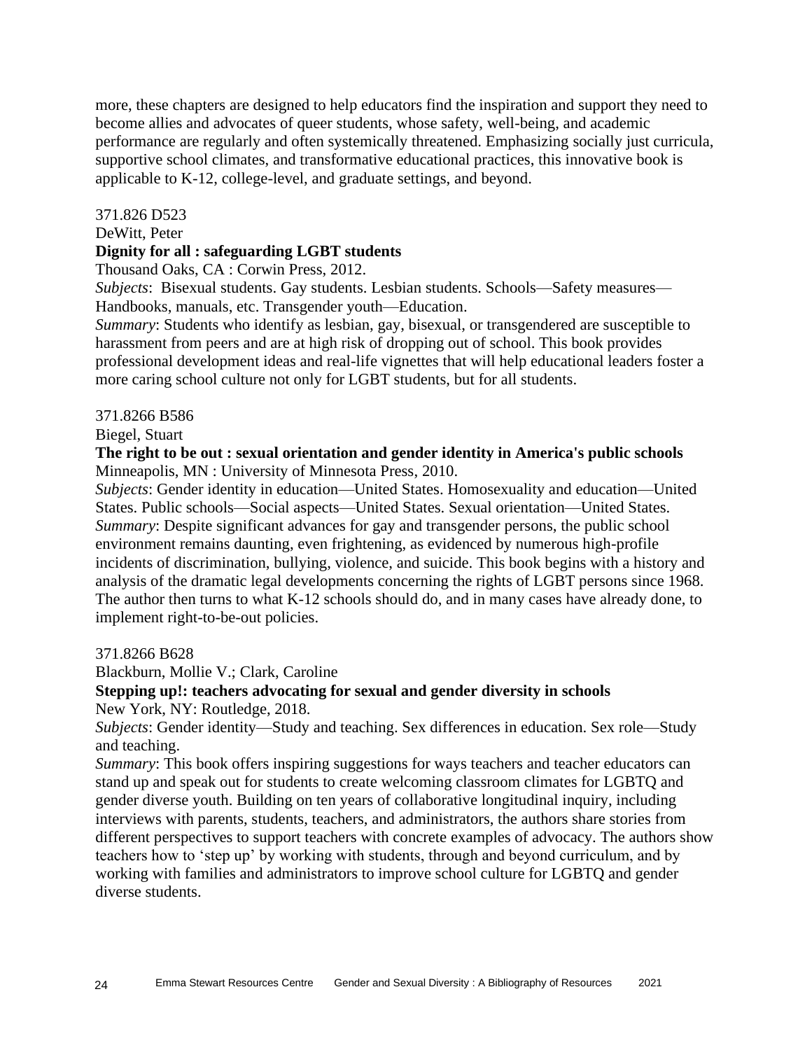more, these chapters are designed to help educators find the inspiration and support they need to become allies and advocates of queer students, whose safety, well-being, and academic performance are regularly and often systemically threatened. Emphasizing socially just curricula, supportive school climates, and transformative educational practices, this innovative book is applicable to K-12, college-level, and graduate settings, and beyond.

371.826 D523
DeWitt, Peter
**Dignity for all : safeguarding LGBT students**
Thousand Oaks, CA : Corwin Press, 2012.
*Subjects*: Bisexual students. Gay students. Lesbian students. Schools—Safety measures—Handbooks, manuals, etc. Transgender youth—Education.
*Summary*: Students who identify as lesbian, gay, bisexual, or transgendered are susceptible to harassment from peers and are at high risk of dropping out of school. This book provides professional development ideas and real-life vignettes that will help educational leaders foster a more caring school culture not only for LGBT students, but for all students.

371.8266 B586
Biegel, Stuart
**The right to be out : sexual orientation and gender identity in America's public schools**
Minneapolis, MN : University of Minnesota Press, 2010.
*Subjects*: Gender identity in education—United States. Homosexuality and education—United States. Public schools—Social aspects—United States. Sexual orientation—United States.
*Summary*: Despite significant advances for gay and transgender persons, the public school environment remains daunting, even frightening, as evidenced by numerous high-profile incidents of discrimination, bullying, violence, and suicide. This book begins with a history and analysis of the dramatic legal developments concerning the rights of LGBT persons since 1968. The author then turns to what K-12 schools should do, and in many cases have already done, to implement right-to-be-out policies.

371.8266 B628
Blackburn, Mollie V.; Clark, Caroline
**Stepping up!: teachers advocating for sexual and gender diversity in schools**
New York, NY: Routledge, 2018.
*Subjects*: Gender identity—Study and teaching. Sex differences in education. Sex role—Study and teaching.
*Summary*: This book offers inspiring suggestions for ways teachers and teacher educators can stand up and speak out for students to create welcoming classroom climates for LGBTQ and gender diverse youth. Building on ten years of collaborative longitudinal inquiry, including interviews with parents, students, teachers, and administrators, the authors share stories from different perspectives to support teachers with concrete examples of advocacy. The authors show teachers how to 'step up' by working with students, through and beyond curriculum, and by working with families and administrators to improve school culture for LGBTQ and gender diverse students.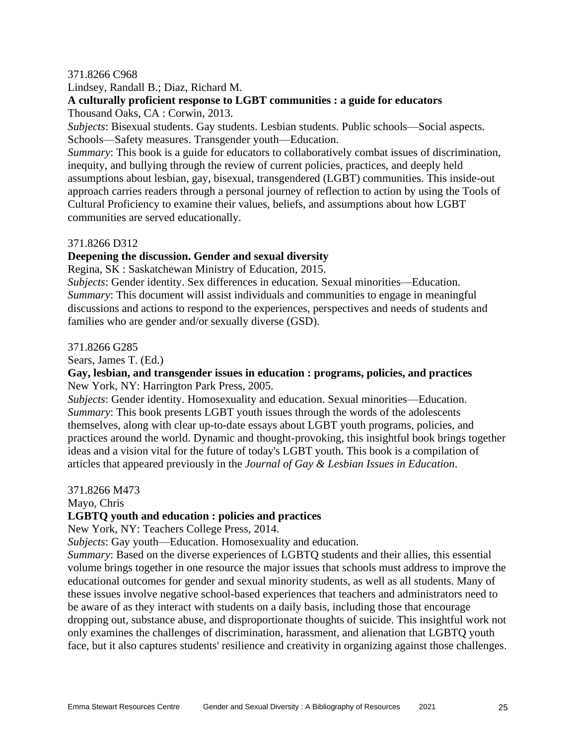371.8266 C968

Lindsey, Randall B.; Diaz, Richard M.

**A culturally proficient response to LGBT communities : a guide for educators**

Thousand Oaks, CA : Corwin, 2013.

*Subjects*: Bisexual students. Gay students. Lesbian students. Public schools—Social aspects. Schools—Safety measures. Transgender youth—Education.

*Summary*: This book is a guide for educators to collaboratively combat issues of discrimination, inequity, and bullying through the review of current policies, practices, and deeply held assumptions about lesbian, gay, bisexual, transgendered (LGBT) communities. This inside-out approach carries readers through a personal journey of reflection to action by using the Tools of Cultural Proficiency to examine their values, beliefs, and assumptions about how LGBT communities are served educationally.

371.8266 D312

**Deepening the discussion. Gender and sexual diversity**

Regina, SK : Saskatchewan Ministry of Education, 2015.

*Subjects*: Gender identity. Sex differences in education. Sexual minorities—Education.

*Summary*: This document will assist individuals and communities to engage in meaningful discussions and actions to respond to the experiences, perspectives and needs of students and families who are gender and/or sexually diverse (GSD).

371.8266 G285

Sears, James T. (Ed.)

**Gay, lesbian, and transgender issues in education : programs, policies, and practices**

New York, NY: Harrington Park Press, 2005.

*Subjects*: Gender identity. Homosexuality and education. Sexual minorities—Education.

*Summary*: This book presents LGBT youth issues through the words of the adolescents themselves, along with clear up-to-date essays about LGBT youth programs, policies, and practices around the world. Dynamic and thought-provoking, this insightful book brings together ideas and a vision vital for the future of today's LGBT youth. This book is a compilation of articles that appeared previously in the *Journal of Gay & Lesbian Issues in Education*.

371.8266 M473

Mayo, Chris

**LGBTQ youth and education : policies and practices**

New York, NY: Teachers College Press, 2014.

*Subjects*: Gay youth—Education. Homosexuality and education.

*Summary*: Based on the diverse experiences of LGBTQ students and their allies, this essential volume brings together in one resource the major issues that schools must address to improve the educational outcomes for gender and sexual minority students, as well as all students. Many of these issues involve negative school-based experiences that teachers and administrators need to be aware of as they interact with students on a daily basis, including those that encourage dropping out, substance abuse, and disproportionate thoughts of suicide. This insightful work not only examines the challenges of discrimination, harassment, and alienation that LGBTQ youth face, but it also captures students' resilience and creativity in organizing against those challenges.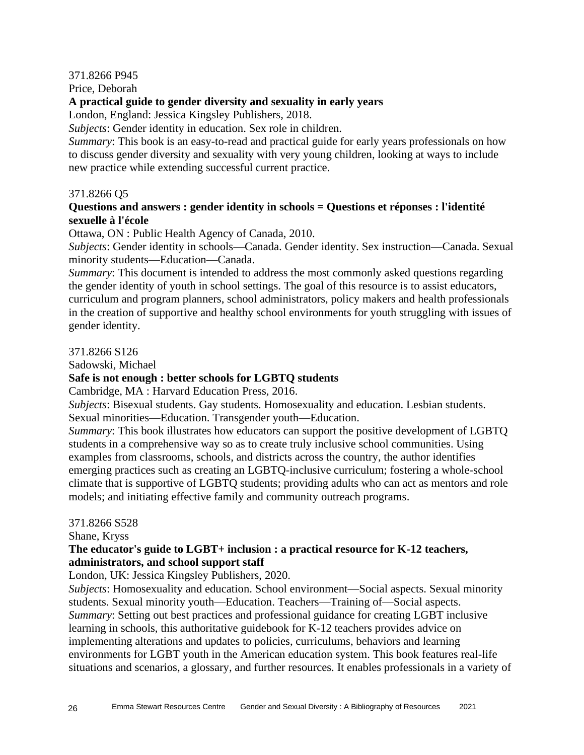371.8266 P945
Price, Deborah
**A practical guide to gender diversity and sexuality in early years**
London, England: Jessica Kingsley Publishers, 2018.
*Subjects*: Gender identity in education. Sex role in children.
*Summary*: This book is an easy-to-read and practical guide for early years professionals on how to discuss gender diversity and sexuality with very young children, looking at ways to include new practice while extending successful current practice.

371.8266 Q5
**Questions and answers : gender identity in schools = Questions et réponses : l'identité sexuelle à l'école**
Ottawa, ON : Public Health Agency of Canada, 2010.
*Subjects*: Gender identity in schools—Canada. Gender identity. Sex instruction—Canada. Sexual minority students—Education—Canada.
*Summary*: This document is intended to address the most commonly asked questions regarding the gender identity of youth in school settings. The goal of this resource is to assist educators, curriculum and program planners, school administrators, policy makers and health professionals in the creation of supportive and healthy school environments for youth struggling with issues of gender identity.

371.8266 S126
Sadowski, Michael
**Safe is not enough : better schools for LGBTQ students**
Cambridge, MA : Harvard Education Press, 2016.
*Subjects*: Bisexual students. Gay students. Homosexuality and education. Lesbian students. Sexual minorities—Education. Transgender youth—Education.
*Summary*: This book illustrates how educators can support the positive development of LGBTQ students in a comprehensive way so as to create truly inclusive school communities. Using examples from classrooms, schools, and districts across the country, the author identifies emerging practices such as creating an LGBTQ-inclusive curriculum; fostering a whole-school climate that is supportive of LGBTQ students; providing adults who can act as mentors and role models; and initiating effective family and community outreach programs.

371.8266 S528
Shane, Kryss
**The educator's guide to LGBT+ inclusion : a practical resource for K-12 teachers, administrators, and school support staff**
London, UK: Jessica Kingsley Publishers, 2020.
*Subjects*: Homosexuality and education. School environment—Social aspects. Sexual minority students. Sexual minority youth—Education. Teachers—Training of—Social aspects.
*Summary*: Setting out best practices and professional guidance for creating LGBT inclusive learning in schools, this authoritative guidebook for K-12 teachers provides advice on implementing alterations and updates to policies, curriculums, behaviors and learning environments for LGBT youth in the American education system. This book features real-life situations and scenarios, a glossary, and further resources. It enables professionals in a variety of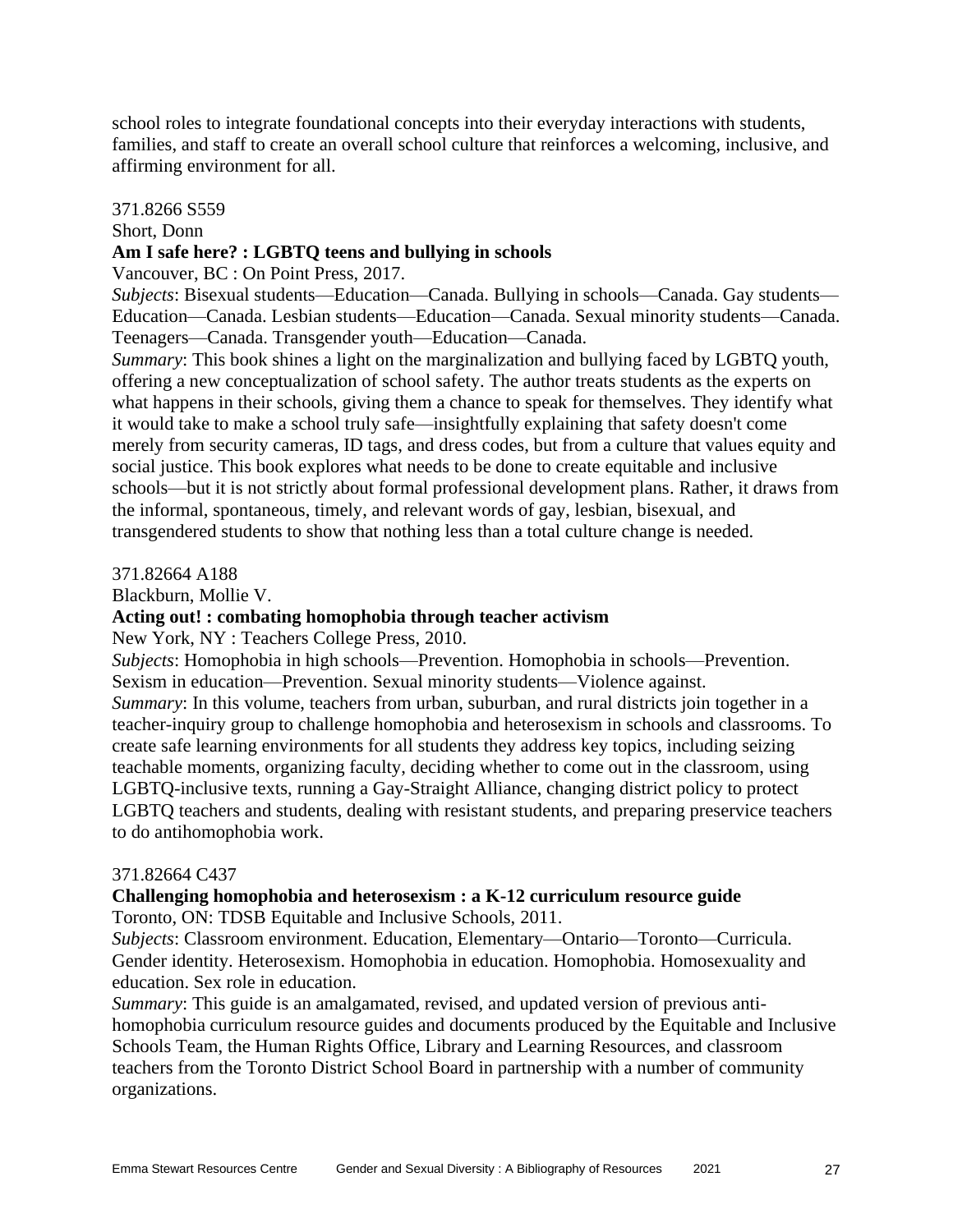school roles to integrate foundational concepts into their everyday interactions with students, families, and staff to create an overall school culture that reinforces a welcoming, inclusive, and affirming environment for all.

371.8266 S559
Short, Donn
**Am I safe here? : LGBTQ teens and bullying in schools**
Vancouver, BC : On Point Press, 2017.
*Subjects*: Bisexual students—Education—Canada. Bullying in schools—Canada. Gay students—Education—Canada. Lesbian students—Education—Canada. Sexual minority students—Canada. Teenagers—Canada. Transgender youth—Education—Canada.
*Summary*: This book shines a light on the marginalization and bullying faced by LGBTQ youth, offering a new conceptualization of school safety. The author treats students as the experts on what happens in their schools, giving them a chance to speak for themselves. They identify what it would take to make a school truly safe—insightfully explaining that safety doesn't come merely from security cameras, ID tags, and dress codes, but from a culture that values equity and social justice. This book explores what needs to be done to create equitable and inclusive schools—but it is not strictly about formal professional development plans. Rather, it draws from the informal, spontaneous, timely, and relevant words of gay, lesbian, bisexual, and transgendered students to show that nothing less than a total culture change is needed.

371.82664 A188
Blackburn, Mollie V.
**Acting out! : combating homophobia through teacher activism**
New York, NY : Teachers College Press, 2010.
*Subjects*: Homophobia in high schools—Prevention. Homophobia in schools—Prevention. Sexism in education—Prevention. Sexual minority students—Violence against.
*Summary*: In this volume, teachers from urban, suburban, and rural districts join together in a teacher-inquiry group to challenge homophobia and heterosexism in schools and classrooms. To create safe learning environments for all students they address key topics, including seizing teachable moments, organizing faculty, deciding whether to come out in the classroom, using LGBTQ-inclusive texts, running a Gay-Straight Alliance, changing district policy to protect LGBTQ teachers and students, dealing with resistant students, and preparing preservice teachers to do antihomophobia work.

371.82664 C437
**Challenging homophobia and heterosexism : a K-12 curriculum resource guide**
Toronto, ON: TDSB Equitable and Inclusive Schools, 2011.
*Subjects*: Classroom environment. Education, Elementary—Ontario—Toronto—Curricula. Gender identity. Heterosexism. Homophobia in education. Homophobia. Homosexuality and education. Sex role in education.
*Summary*: This guide is an amalgamated, revised, and updated version of previous anti-homophobia curriculum resource guides and documents produced by the Equitable and Inclusive Schools Team, the Human Rights Office, Library and Learning Resources, and classroom teachers from the Toronto District School Board in partnership with a number of community organizations.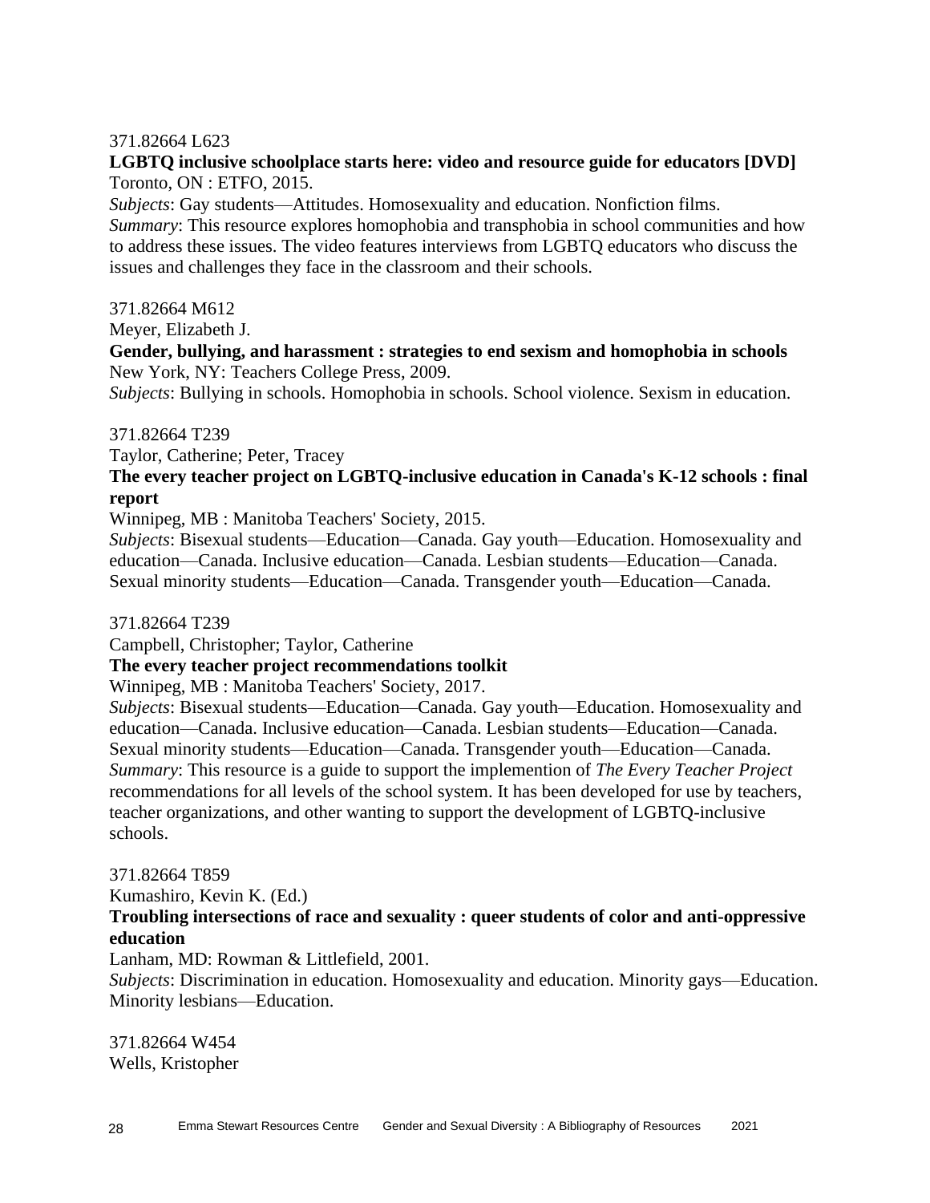371.82664 L623

**LGBTQ inclusive schoolplace starts here: video and resource guide for educators [DVD]**
Toronto, ON : ETFO, 2015.
*Subjects*: Gay students—Attitudes. Homosexuality and education. Nonfiction films.
*Summary*: This resource explores homophobia and transphobia in school communities and how to address these issues. The video features interviews from LGBTQ educators who discuss the issues and challenges they face in the classroom and their schools.

371.82664 M612
Meyer, Elizabeth J.
**Gender, bullying, and harassment : strategies to end sexism and homophobia in schools**
New York, NY: Teachers College Press, 2009.
*Subjects*: Bullying in schools. Homophobia in schools. School violence. Sexism in education.

371.82664 T239
Taylor, Catherine; Peter, Tracey
**The every teacher project on LGBTQ-inclusive education in Canada's K-12 schools : final report**
Winnipeg, MB : Manitoba Teachers' Society, 2015.
*Subjects*: Bisexual students—Education—Canada. Gay youth—Education. Homosexuality and education—Canada. Inclusive education—Canada. Lesbian students—Education—Canada. Sexual minority students—Education—Canada. Transgender youth—Education—Canada.

371.82664 T239
Campbell, Christopher; Taylor, Catherine
**The every teacher project recommendations toolkit**
Winnipeg, MB : Manitoba Teachers' Society, 2017.
*Subjects*: Bisexual students—Education—Canada. Gay youth—Education. Homosexuality and education—Canada. Inclusive education—Canada. Lesbian students—Education—Canada. Sexual minority students—Education—Canada. Transgender youth—Education—Canada.
*Summary*: This resource is a guide to support the implemention of *The Every Teacher Project* recommendations for all levels of the school system. It has been developed for use by teachers, teacher organizations, and other wanting to support the development of LGBTQ-inclusive schools.

371.82664 T859
Kumashiro, Kevin K. (Ed.)
**Troubling intersections of race and sexuality : queer students of color and anti-oppressive education**
Lanham, MD: Rowman & Littlefield, 2001.
*Subjects*: Discrimination in education. Homosexuality and education. Minority gays—Education. Minority lesbians—Education.

371.82664 W454
Wells, Kristopher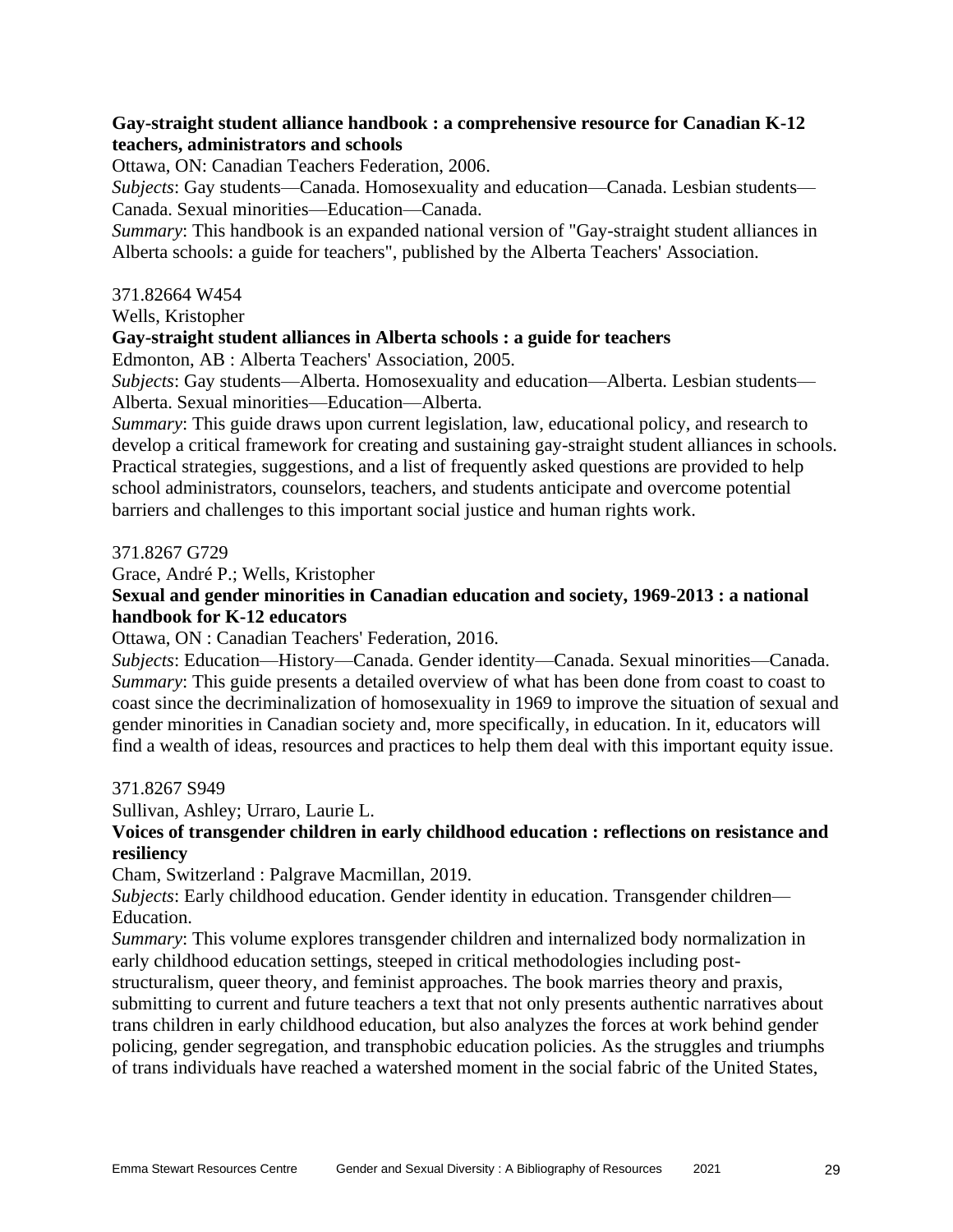**Gay-straight student alliance handbook : a comprehensive resource for Canadian K-12 teachers, administrators and schools**

Ottawa, ON: Canadian Teachers Federation, 2006.

*Subjects*: Gay students—Canada. Homosexuality and education—Canada. Lesbian students—Canada. Sexual minorities—Education—Canada.

*Summary*: This handbook is an expanded national version of "Gay-straight student alliances in Alberta schools: a guide for teachers", published by the Alberta Teachers' Association.

371.82664 W454

Wells, Kristopher

**Gay-straight student alliances in Alberta schools : a guide for teachers**

Edmonton, AB : Alberta Teachers' Association, 2005.

*Subjects*: Gay students—Alberta. Homosexuality and education—Alberta. Lesbian students—Alberta. Sexual minorities—Education—Alberta.

*Summary*: This guide draws upon current legislation, law, educational policy, and research to develop a critical framework for creating and sustaining gay-straight student alliances in schools. Practical strategies, suggestions, and a list of frequently asked questions are provided to help school administrators, counselors, teachers, and students anticipate and overcome potential barriers and challenges to this important social justice and human rights work.

371.8267 G729

Grace, André P.; Wells, Kristopher

**Sexual and gender minorities in Canadian education and society, 1969-2013 : a national handbook for K-12 educators**

Ottawa, ON : Canadian Teachers' Federation, 2016.

*Subjects*: Education—History—Canada. Gender identity—Canada. Sexual minorities—Canada.

*Summary*: This guide presents a detailed overview of what has been done from coast to coast to coast since the decriminalization of homosexuality in 1969 to improve the situation of sexual and gender minorities in Canadian society and, more specifically, in education. In it, educators will find a wealth of ideas, resources and practices to help them deal with this important equity issue.

371.8267 S949

Sullivan, Ashley; Urraro, Laurie L.

**Voices of transgender children in early childhood education : reflections on resistance and resiliency**

Cham, Switzerland : Palgrave Macmillan, 2019.

*Subjects*: Early childhood education. Gender identity in education. Transgender children—Education.

*Summary*: This volume explores transgender children and internalized body normalization in early childhood education settings, steeped in critical methodologies including post-structuralism, queer theory, and feminist approaches. The book marries theory and praxis, submitting to current and future teachers a text that not only presents authentic narratives about trans children in early childhood education, but also analyzes the forces at work behind gender policing, gender segregation, and transphobic education policies. As the struggles and triumphs of trans individuals have reached a watershed moment in the social fabric of the United States,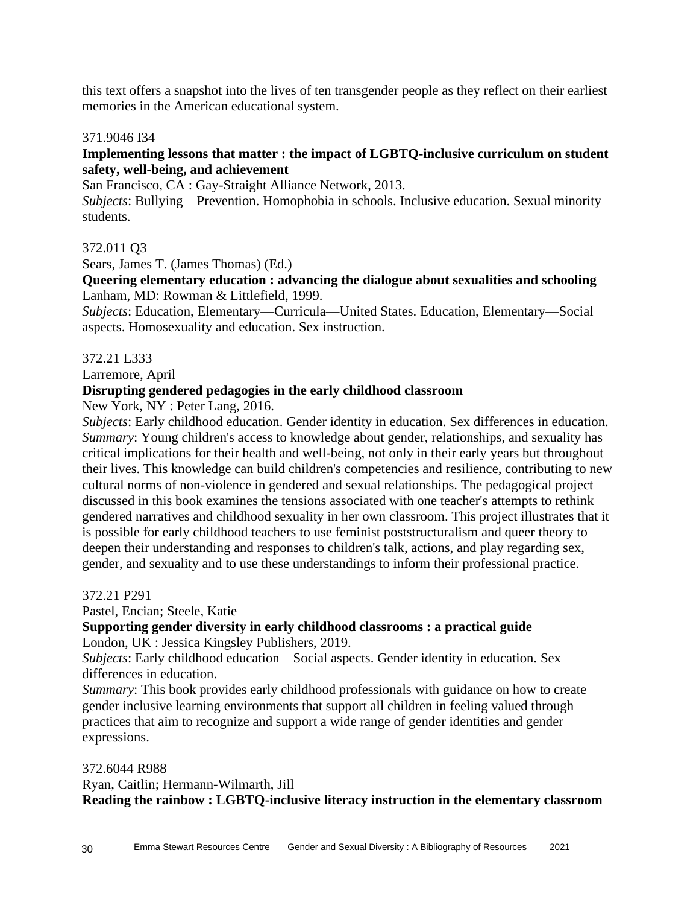this text offers a snapshot into the lives of ten transgender people as they reflect on their earliest memories in the American educational system.

371.9046 I34

**Implementing lessons that matter : the impact of LGBTQ-inclusive curriculum on student safety, well-being, and achievement**

San Francisco, CA : Gay-Straight Alliance Network, 2013.

*Subjects*: Bullying—Prevention. Homophobia in schools. Inclusive education. Sexual minority students.

372.011 Q3

Sears, James T. (James Thomas) (Ed.)

**Queering elementary education : advancing the dialogue about sexualities and schooling**

Lanham, MD: Rowman & Littlefield, 1999.

*Subjects*: Education, Elementary—Curricula—United States. Education, Elementary—Social aspects. Homosexuality and education. Sex instruction.

372.21 L333

Larremore, April

**Disrupting gendered pedagogies in the early childhood classroom**

New York, NY : Peter Lang, 2016.

*Subjects*: Early childhood education. Gender identity in education. Sex differences in education.

*Summary*: Young children's access to knowledge about gender, relationships, and sexuality has critical implications for their health and well-being, not only in their early years but throughout their lives. This knowledge can build children's competencies and resilience, contributing to new cultural norms of non-violence in gendered and sexual relationships. The pedagogical project discussed in this book examines the tensions associated with one teacher's attempts to rethink gendered narratives and childhood sexuality in her own classroom. This project illustrates that it is possible for early childhood teachers to use feminist poststructuralism and queer theory to deepen their understanding and responses to children's talk, actions, and play regarding sex, gender, and sexuality and to use these understandings to inform their professional practice.

372.21 P291

Pastel, Encian; Steele, Katie

**Supporting gender diversity in early childhood classrooms : a practical guide**

London, UK : Jessica Kingsley Publishers, 2019.

*Subjects*: Early childhood education—Social aspects. Gender identity in education. Sex differences in education.

*Summary*: This book provides early childhood professionals with guidance on how to create gender inclusive learning environments that support all children in feeling valued through practices that aim to recognize and support a wide range of gender identities and gender expressions.

372.6044 R988

Ryan, Caitlin; Hermann-Wilmarth, Jill

**Reading the rainbow : LGBTQ-inclusive literacy instruction in the elementary classroom**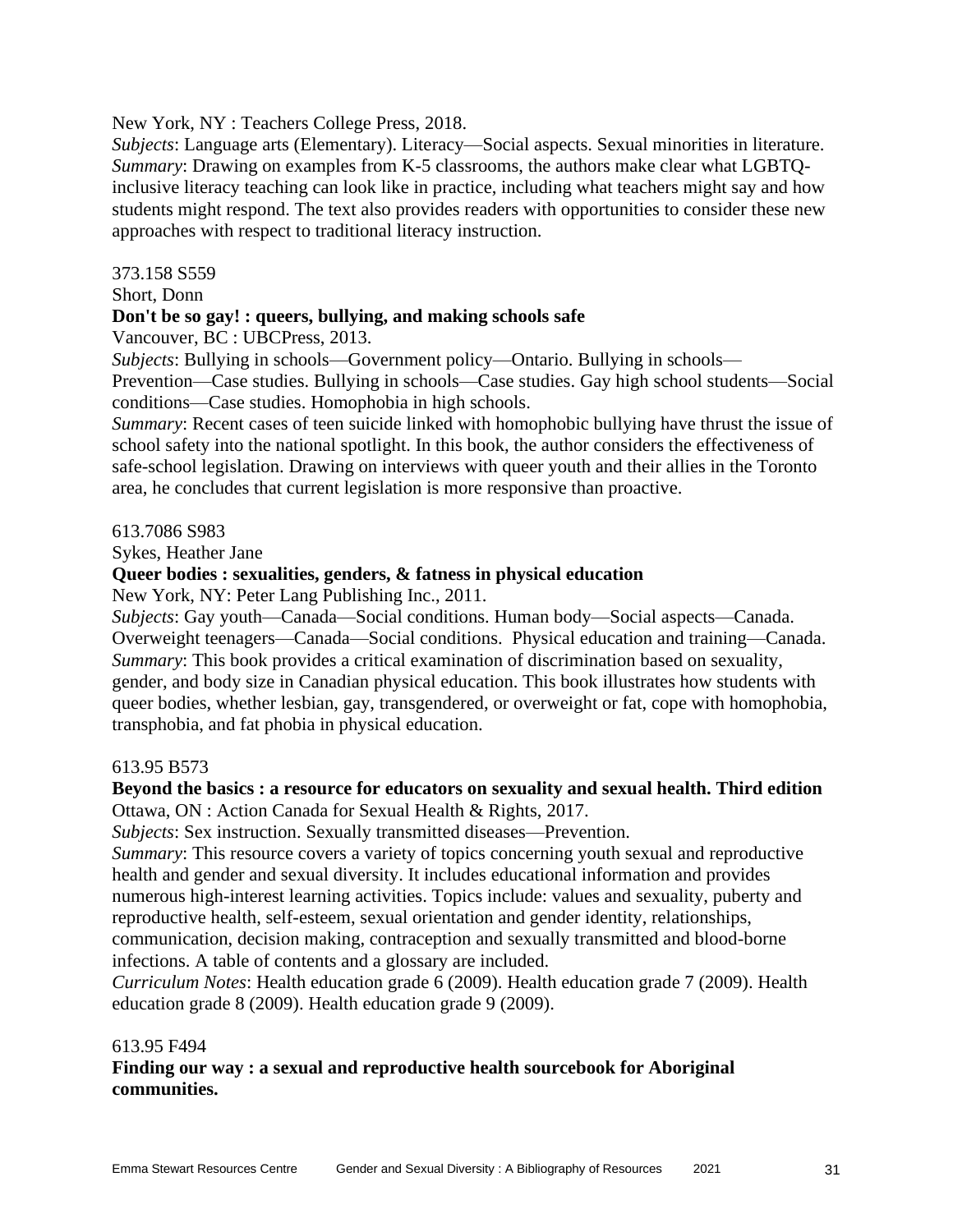New York, NY : Teachers College Press, 2018.
*Subjects*: Language arts (Elementary). Literacy—Social aspects. Sexual minorities in literature.
*Summary*: Drawing on examples from K-5 classrooms, the authors make clear what LGBTQ-inclusive literacy teaching can look like in practice, including what teachers might say and how students might respond. The text also provides readers with opportunities to consider these new approaches with respect to traditional literacy instruction.

373.158 S559
Short, Donn
**Don't be so gay! : queers, bullying, and making schools safe**
Vancouver, BC : UBCPress, 2013.
*Subjects*: Bullying in schools—Government policy—Ontario. Bullying in schools—Prevention—Case studies. Bullying in schools—Case studies. Gay high school students—Social conditions—Case studies. Homophobia in high schools.
*Summary*: Recent cases of teen suicide linked with homophobic bullying have thrust the issue of school safety into the national spotlight. In this book, the author considers the effectiveness of safe-school legislation. Drawing on interviews with queer youth and their allies in the Toronto area, he concludes that current legislation is more responsive than proactive.

613.7086 S983
Sykes, Heather Jane
**Queer bodies : sexualities, genders, & fatness in physical education**
New York, NY: Peter Lang Publishing Inc., 2011.
*Subjects*: Gay youth—Canada—Social conditions. Human body—Social aspects—Canada. Overweight teenagers—Canada—Social conditions. Physical education and training—Canada.
*Summary*: This book provides a critical examination of discrimination based on sexuality, gender, and body size in Canadian physical education. This book illustrates how students with queer bodies, whether lesbian, gay, transgendered, or overweight or fat, cope with homophobia, transphobia, and fat phobia in physical education.

613.95 B573
**Beyond the basics : a resource for educators on sexuality and sexual health. Third edition**
Ottawa, ON : Action Canada for Sexual Health & Rights, 2017.
*Subjects*: Sex instruction. Sexually transmitted diseases—Prevention.
*Summary*: This resource covers a variety of topics concerning youth sexual and reproductive health and gender and sexual diversity. It includes educational information and provides numerous high-interest learning activities. Topics include: values and sexuality, puberty and reproductive health, self-esteem, sexual orientation and gender identity, relationships, communication, decision making, contraception and sexually transmitted and blood-borne infections. A table of contents and a glossary are included.
*Curriculum Notes*: Health education grade 6 (2009). Health education grade 7 (2009). Health education grade 8 (2009). Health education grade 9 (2009).

613.95 F494
**Finding our way : a sexual and reproductive health sourcebook for Aboriginal communities.**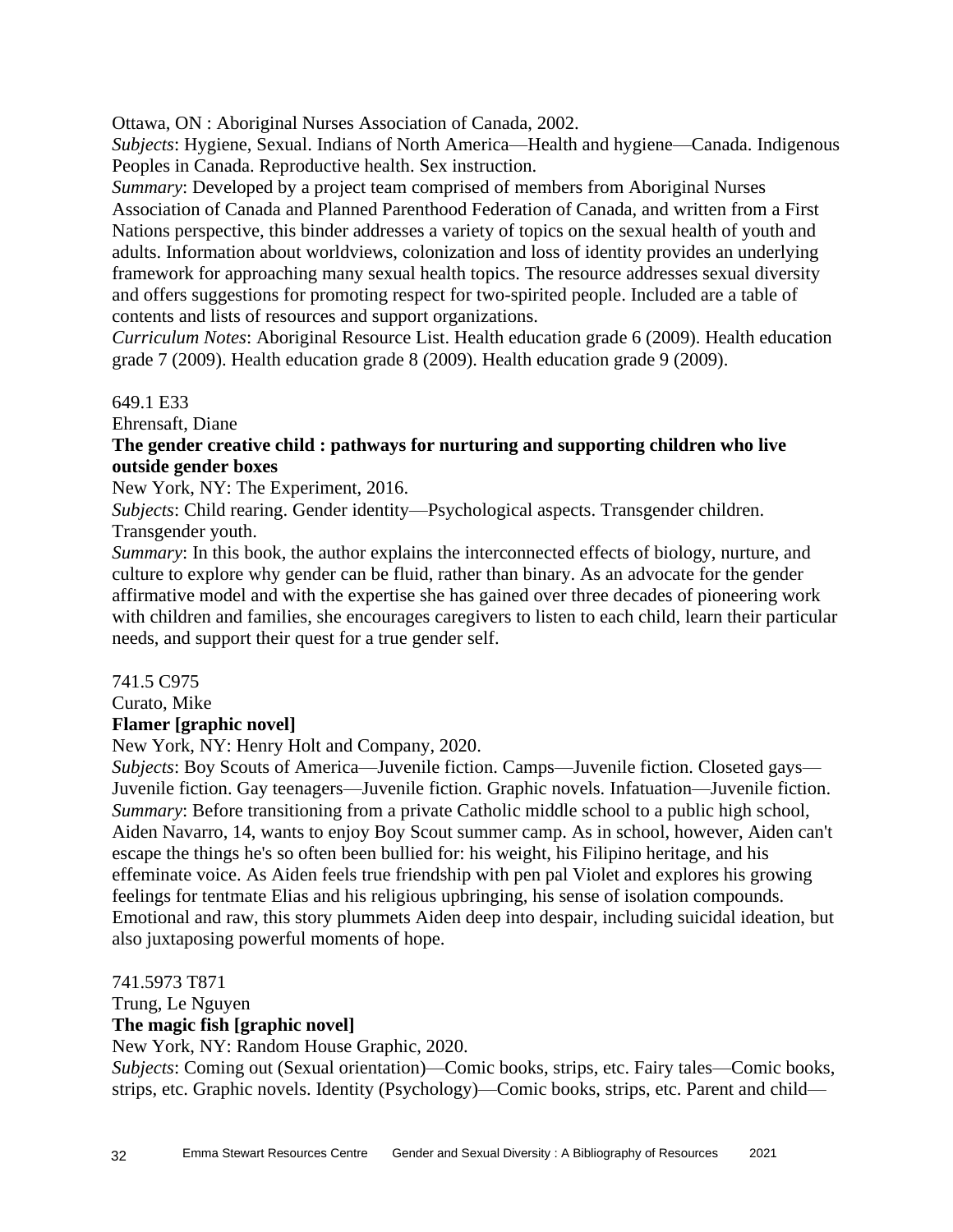Ottawa, ON : Aboriginal Nurses Association of Canada, 2002.
*Subjects*: Hygiene, Sexual. Indians of North America—Health and hygiene—Canada. Indigenous Peoples in Canada. Reproductive health. Sex instruction.
*Summary*: Developed by a project team comprised of members from Aboriginal Nurses Association of Canada and Planned Parenthood Federation of Canada, and written from a First Nations perspective, this binder addresses a variety of topics on the sexual health of youth and adults. Information about worldviews, colonization and loss of identity provides an underlying framework for approaching many sexual health topics. The resource addresses sexual diversity and offers suggestions for promoting respect for two-spirited people. Included are a table of contents and lists of resources and support organizations.
*Curriculum Notes*: Aboriginal Resource List. Health education grade 6 (2009). Health education grade 7 (2009). Health education grade 8 (2009). Health education grade 9 (2009).

649.1 E33
Ehrensaft, Diane
**The gender creative child : pathways for nurturing and supporting children who live outside gender boxes**
New York, NY: The Experiment, 2016.
*Subjects*: Child rearing. Gender identity—Psychological aspects. Transgender children. Transgender youth.
*Summary*: In this book, the author explains the interconnected effects of biology, nurture, and culture to explore why gender can be fluid, rather than binary. As an advocate for the gender affirmative model and with the expertise she has gained over three decades of pioneering work with children and families, she encourages caregivers to listen to each child, learn their particular needs, and support their quest for a true gender self.

741.5 C975
Curato, Mike
**Flamer [graphic novel]**
New York, NY: Henry Holt and Company, 2020.
*Subjects*: Boy Scouts of America—Juvenile fiction. Camps—Juvenile fiction. Closeted gays—Juvenile fiction. Gay teenagers—Juvenile fiction. Graphic novels. Infatuation—Juvenile fiction.
*Summary*: Before transitioning from a private Catholic middle school to a public high school, Aiden Navarro, 14, wants to enjoy Boy Scout summer camp. As in school, however, Aiden can't escape the things he's so often been bullied for: his weight, his Filipino heritage, and his effeminate voice. As Aiden feels true friendship with pen pal Violet and explores his growing feelings for tentmate Elias and his religious upbringing, his sense of isolation compounds. Emotional and raw, this story plummets Aiden deep into despair, including suicidal ideation, but also juxtaposing powerful moments of hope.

741.5973 T871
Trung, Le Nguyen
**The magic fish [graphic novel]**
New York, NY: Random House Graphic, 2020.
*Subjects*: Coming out (Sexual orientation)—Comic books, strips, etc. Fairy tales—Comic books, strips, etc. Graphic novels. Identity (Psychology)—Comic books, strips, etc. Parent and child—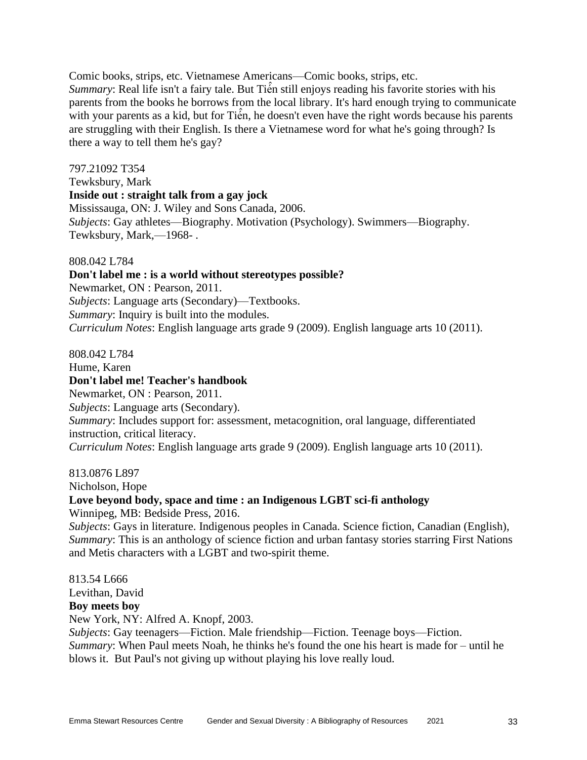Comic books, strips, etc. Vietnamese Americans—Comic books, strips, etc.
*Summary*: Real life isn't a fairy tale. But Tiến still enjoys reading his favorite stories with his parents from the books he borrows from the local library. It's hard enough trying to communicate with your parents as a kid, but for Tiến, he doesn't even have the right words because his parents are struggling with their English. Is there a Vietnamese word for what he's going through? Is there a way to tell them he's gay?

797.21092 T354
Tewksbury, Mark
**Inside out : straight talk from a gay jock**
Mississauga, ON: J. Wiley and Sons Canada, 2006.
*Subjects*: Gay athletes—Biography. Motivation (Psychology). Swimmers—Biography. Tewksbury, Mark,—1968- .

808.042 L784
**Don't label me : is a world without stereotypes possible?**
Newmarket, ON : Pearson, 2011.
*Subjects*: Language arts (Secondary)—Textbooks.
*Summary*: Inquiry is built into the modules.
*Curriculum Notes*: English language arts grade 9 (2009). English language arts 10 (2011).

808.042 L784
Hume, Karen
**Don't label me! Teacher's handbook**
Newmarket, ON : Pearson, 2011.
*Subjects*: Language arts (Secondary).
*Summary*: Includes support for: assessment, metacognition, oral language, differentiated instruction, critical literacy.
*Curriculum Notes*: English language arts grade 9 (2009). English language arts 10 (2011).

813.0876 L897
Nicholson, Hope
**Love beyond body, space and time : an Indigenous LGBT sci-fi anthology**
Winnipeg, MB: Bedside Press, 2016.
*Subjects*: Gays in literature. Indigenous peoples in Canada. Science fiction, Canadian (English),
*Summary*: This is an anthology of science fiction and urban fantasy stories starring First Nations and Metis characters with a LGBT and two-spirit theme.

813.54 L666
Levithan, David
**Boy meets boy**
New York, NY: Alfred A. Knopf, 2003.
*Subjects*: Gay teenagers—Fiction. Male friendship—Fiction. Teenage boys—Fiction.
*Summary*: When Paul meets Noah, he thinks he's found the one his heart is made for – until he blows it. But Paul's not giving up without playing his love really loud.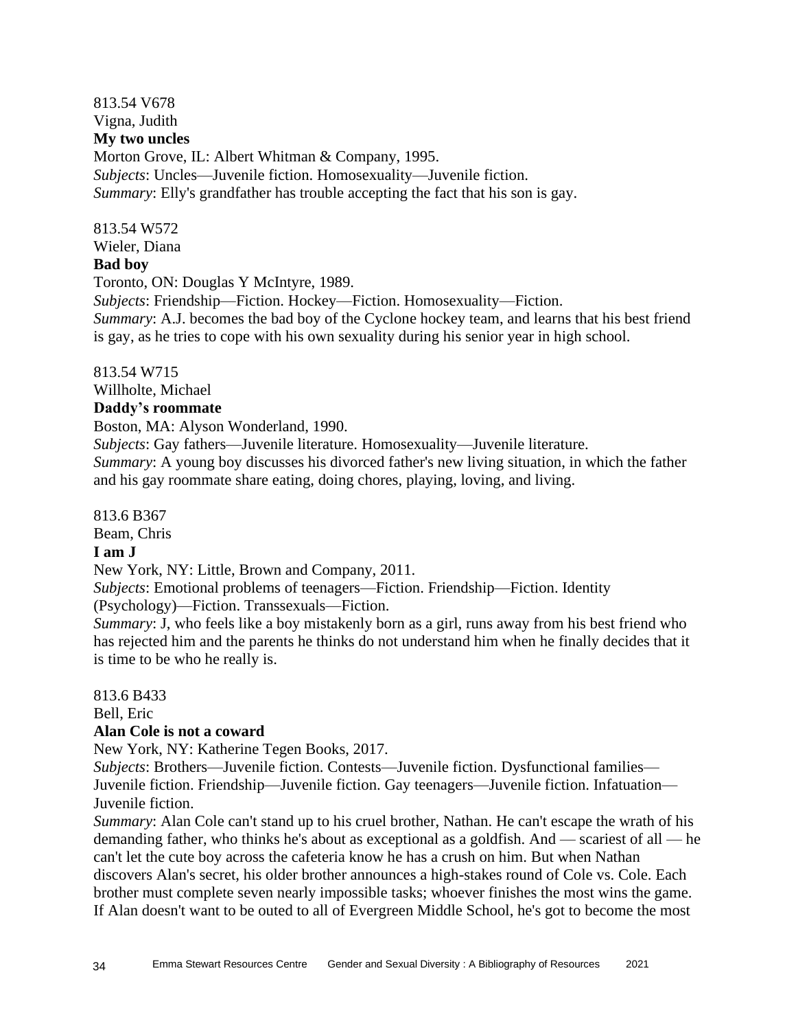813.54 V678
Vigna, Judith
**My two uncles**
Morton Grove, IL: Albert Whitman & Company, 1995.
*Subjects*: Uncles—Juvenile fiction. Homosexuality—Juvenile fiction.
*Summary*: Elly's grandfather has trouble accepting the fact that his son is gay.

813.54 W572
Wieler, Diana
**Bad boy**
Toronto, ON: Douglas Y McIntyre, 1989.
*Subjects*: Friendship—Fiction. Hockey—Fiction. Homosexuality—Fiction.
*Summary*: A.J. becomes the bad boy of the Cyclone hockey team, and learns that his best friend is gay, as he tries to cope with his own sexuality during his senior year in high school.

813.54 W715
Willholte, Michael
**Daddy's roommate**
Boston, MA: Alyson Wonderland, 1990.
*Subjects*: Gay fathers—Juvenile literature. Homosexuality—Juvenile literature.
*Summary*: A young boy discusses his divorced father's new living situation, in which the father and his gay roommate share eating, doing chores, playing, loving, and living.

813.6 B367
Beam, Chris
**I am J**
New York, NY: Little, Brown and Company, 2011.
*Subjects*: Emotional problems of teenagers—Fiction. Friendship—Fiction. Identity (Psychology)—Fiction. Transsexuals—Fiction.
*Summary*: J, who feels like a boy mistakenly born as a girl, runs away from his best friend who has rejected him and the parents he thinks do not understand him when he finally decides that it is time to be who he really is.

813.6 B433
Bell, Eric
**Alan Cole is not a coward**
New York, NY: Katherine Tegen Books, 2017.
*Subjects*: Brothers—Juvenile fiction. Contests—Juvenile fiction. Dysfunctional families—Juvenile fiction. Friendship—Juvenile fiction. Gay teenagers—Juvenile fiction. Infatuation—Juvenile fiction.
*Summary*: Alan Cole can't stand up to his cruel brother, Nathan. He can't escape the wrath of his demanding father, who thinks he's about as exceptional as a goldfish. And — scariest of all — he can't let the cute boy across the cafeteria know he has a crush on him. But when Nathan discovers Alan's secret, his older brother announces a high-stakes round of Cole vs. Cole. Each brother must complete seven nearly impossible tasks; whoever finishes the most wins the game. If Alan doesn't want to be outed to all of Evergreen Middle School, he's got to become the most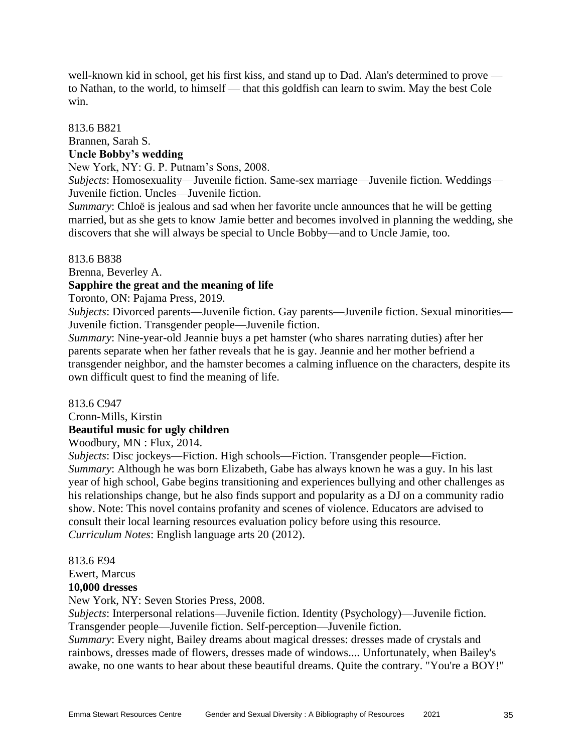well-known kid in school, get his first kiss, and stand up to Dad. Alan's determined to prove — to Nathan, to the world, to himself — that this goldfish can learn to swim. May the best Cole win.

813.6 B821
Brannen, Sarah S.
**Uncle Bobby's wedding**
New York, NY: G. P. Putnam's Sons, 2008.
*Subjects*: Homosexuality—Juvenile fiction. Same-sex marriage—Juvenile fiction. Weddings—Juvenile fiction. Uncles—Juvenile fiction.
*Summary*: Chloë is jealous and sad when her favorite uncle announces that he will be getting married, but as she gets to know Jamie better and becomes involved in planning the wedding, she discovers that she will always be special to Uncle Bobby—and to Uncle Jamie, too.

813.6 B838
Brenna, Beverley A.
**Sapphire the great and the meaning of life**
Toronto, ON: Pajama Press, 2019.
*Subjects*: Divorced parents—Juvenile fiction. Gay parents—Juvenile fiction. Sexual minorities—Juvenile fiction. Transgender people—Juvenile fiction.
*Summary*: Nine-year-old Jeannie buys a pet hamster (who shares narrating duties) after her parents separate when her father reveals that he is gay. Jeannie and her mother befriend a transgender neighbor, and the hamster becomes a calming influence on the characters, despite its own difficult quest to find the meaning of life.

813.6 C947
Cronn-Mills, Kirstin
**Beautiful music for ugly children**
Woodbury, MN : Flux, 2014.
*Subjects*: Disc jockeys—Fiction. High schools—Fiction. Transgender people—Fiction.
*Summary*: Although he was born Elizabeth, Gabe has always known he was a guy. In his last year of high school, Gabe begins transitioning and experiences bullying and other challenges as his relationships change, but he also finds support and popularity as a DJ on a community radio show. Note: This novel contains profanity and scenes of violence. Educators are advised to consult their local learning resources evaluation policy before using this resource.
*Curriculum Notes*: English language arts 20 (2012).

813.6 E94
Ewert, Marcus
**10,000 dresses**
New York, NY: Seven Stories Press, 2008.
*Subjects*: Interpersonal relations—Juvenile fiction. Identity (Psychology)—Juvenile fiction. Transgender people—Juvenile fiction. Self-perception—Juvenile fiction.
*Summary*: Every night, Bailey dreams about magical dresses: dresses made of crystals and rainbows, dresses made of flowers, dresses made of windows.... Unfortunately, when Bailey's awake, no one wants to hear about these beautiful dreams. Quite the contrary. "You're a BOY!"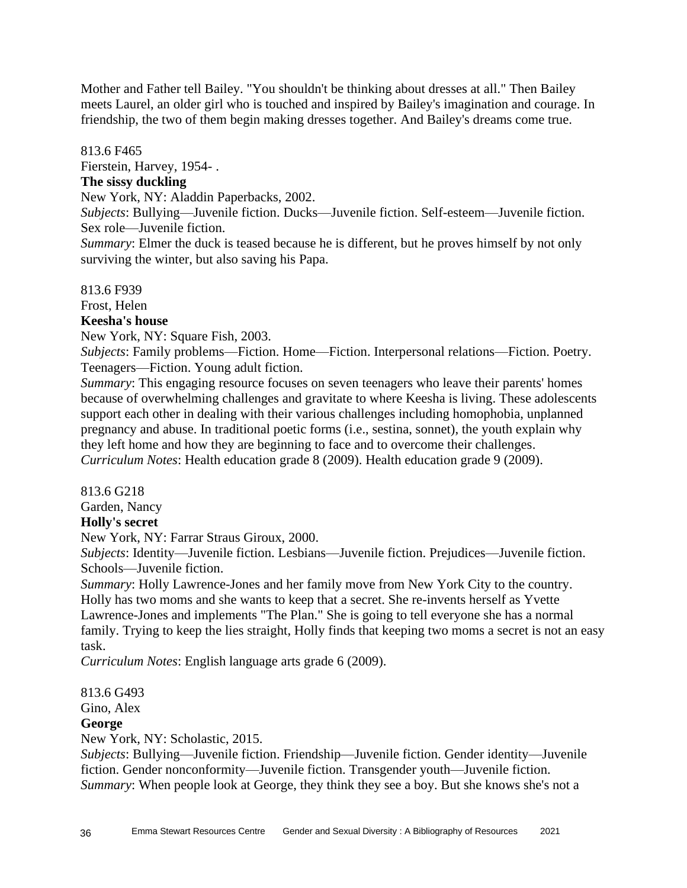Mother and Father tell Bailey. "You shouldn't be thinking about dresses at all." Then Bailey meets Laurel, an older girl who is touched and inspired by Bailey's imagination and courage. In friendship, the two of them begin making dresses together. And Bailey's dreams come true.

813.6 F465
Fierstein, Harvey, 1954- .
**The sissy duckling**
New York, NY: Aladdin Paperbacks, 2002.
*Subjects*: Bullying—Juvenile fiction. Ducks—Juvenile fiction. Self-esteem—Juvenile fiction. Sex role—Juvenile fiction.
*Summary*: Elmer the duck is teased because he is different, but he proves himself by not only surviving the winter, but also saving his Papa.

813.6 F939
Frost, Helen
**Keesha's house**
New York, NY: Square Fish, 2003.
*Subjects*: Family problems—Fiction. Home—Fiction. Interpersonal relations—Fiction. Poetry. Teenagers—Fiction. Young adult fiction.
*Summary*: This engaging resource focuses on seven teenagers who leave their parents' homes because of overwhelming challenges and gravitate to where Keesha is living. These adolescents support each other in dealing with their various challenges including homophobia, unplanned pregnancy and abuse. In traditional poetic forms (i.e., sestina, sonnet), the youth explain why they left home and how they are beginning to face and to overcome their challenges.
*Curriculum Notes*: Health education grade 8 (2009). Health education grade 9 (2009).

813.6 G218
Garden, Nancy
**Holly's secret**
New York, NY: Farrar Straus Giroux, 2000.
*Subjects*: Identity—Juvenile fiction. Lesbians—Juvenile fiction. Prejudices—Juvenile fiction. Schools—Juvenile fiction.
*Summary*: Holly Lawrence-Jones and her family move from New York City to the country. Holly has two moms and she wants to keep that a secret. She re-invents herself as Yvette Lawrence-Jones and implements "The Plan." She is going to tell everyone she has a normal family. Trying to keep the lies straight, Holly finds that keeping two moms a secret is not an easy task.
*Curriculum Notes*: English language arts grade 6 (2009).

813.6 G493
Gino, Alex
**George**
New York, NY: Scholastic, 2015.
*Subjects*: Bullying—Juvenile fiction. Friendship—Juvenile fiction. Gender identity—Juvenile fiction. Gender nonconformity—Juvenile fiction. Transgender youth—Juvenile fiction.
*Summary*: When people look at George, they think they see a boy. But she knows she's not a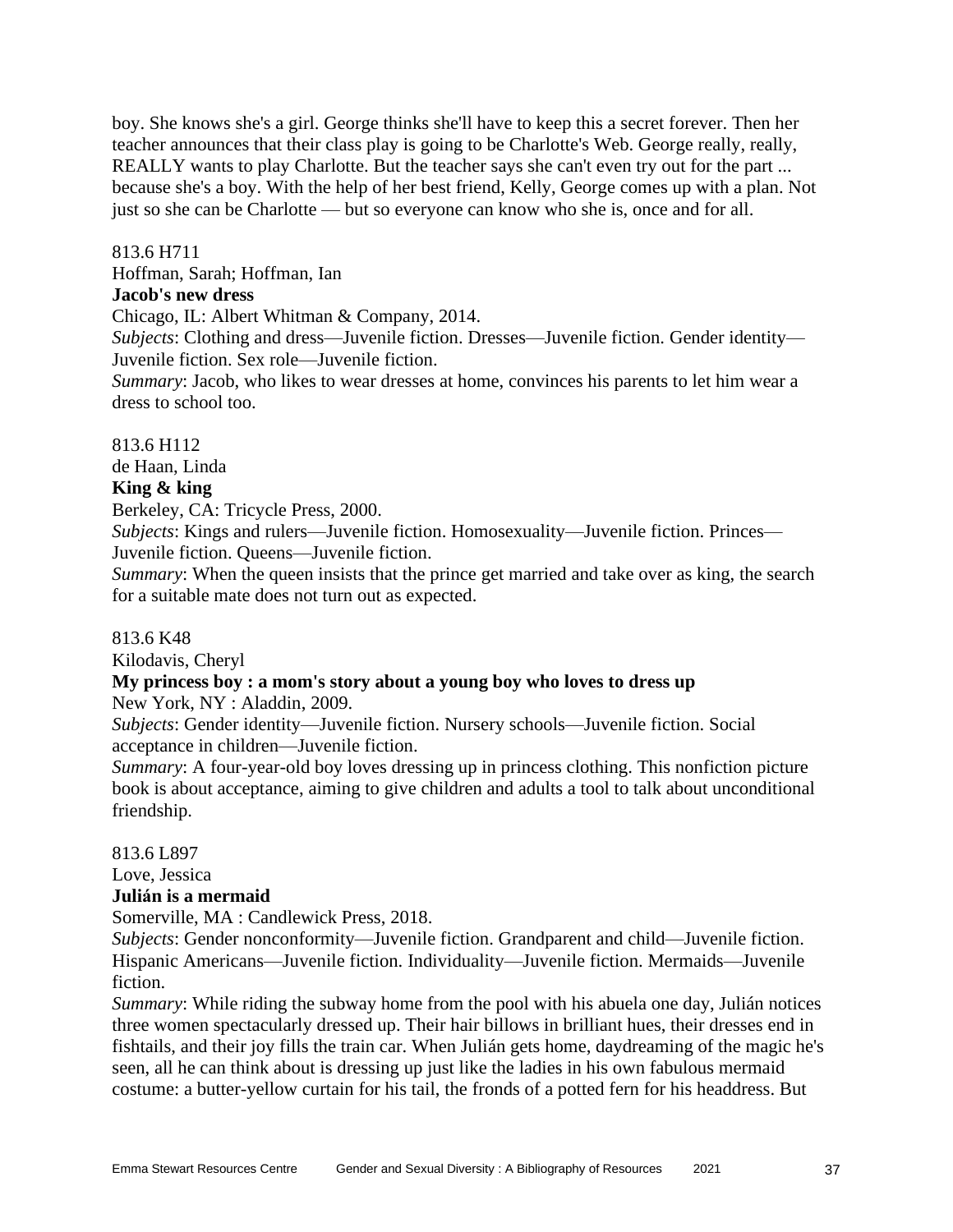boy. She knows she's a girl. George thinks she'll have to keep this a secret forever. Then her teacher announces that their class play is going to be Charlotte's Web. George really, really, REALLY wants to play Charlotte. But the teacher says she can't even try out for the part ... because she's a boy. With the help of her best friend, Kelly, George comes up with a plan. Not just so she can be Charlotte — but so everyone can know who she is, once and for all.

813.6 H711
Hoffman, Sarah; Hoffman, Ian
**Jacob's new dress**
Chicago, IL: Albert Whitman & Company, 2014.
*Subjects*: Clothing and dress—Juvenile fiction. Dresses—Juvenile fiction. Gender identity—Juvenile fiction. Sex role—Juvenile fiction.
*Summary*: Jacob, who likes to wear dresses at home, convinces his parents to let him wear a dress to school too.

813.6 H112
de Haan, Linda
**King & king**
Berkeley, CA: Tricycle Press, 2000.
*Subjects*: Kings and rulers—Juvenile fiction. Homosexuality—Juvenile fiction. Princes—Juvenile fiction. Queens—Juvenile fiction.
*Summary*: When the queen insists that the prince get married and take over as king, the search for a suitable mate does not turn out as expected.

813.6 K48
Kilodavis, Cheryl
**My princess boy : a mom's story about a young boy who loves to dress up**
New York, NY : Aladdin, 2009.
*Subjects*: Gender identity—Juvenile fiction. Nursery schools—Juvenile fiction. Social acceptance in children—Juvenile fiction.
*Summary*: A four-year-old boy loves dressing up in princess clothing. This nonfiction picture book is about acceptance, aiming to give children and adults a tool to talk about unconditional friendship.

813.6 L897
Love, Jessica
**Julián is a mermaid**
Somerville, MA : Candlewick Press, 2018.
*Subjects*: Gender nonconformity—Juvenile fiction. Grandparent and child—Juvenile fiction. Hispanic Americans—Juvenile fiction. Individuality—Juvenile fiction. Mermaids—Juvenile fiction.
*Summary*: While riding the subway home from the pool with his abuela one day, Julián notices three women spectacularly dressed up. Their hair billows in brilliant hues, their dresses end in fishtails, and their joy fills the train car. When Julián gets home, daydreaming of the magic he's seen, all he can think about is dressing up just like the ladies in his own fabulous mermaid costume: a butter-yellow curtain for his tail, the fronds of a potted fern for his headdress. But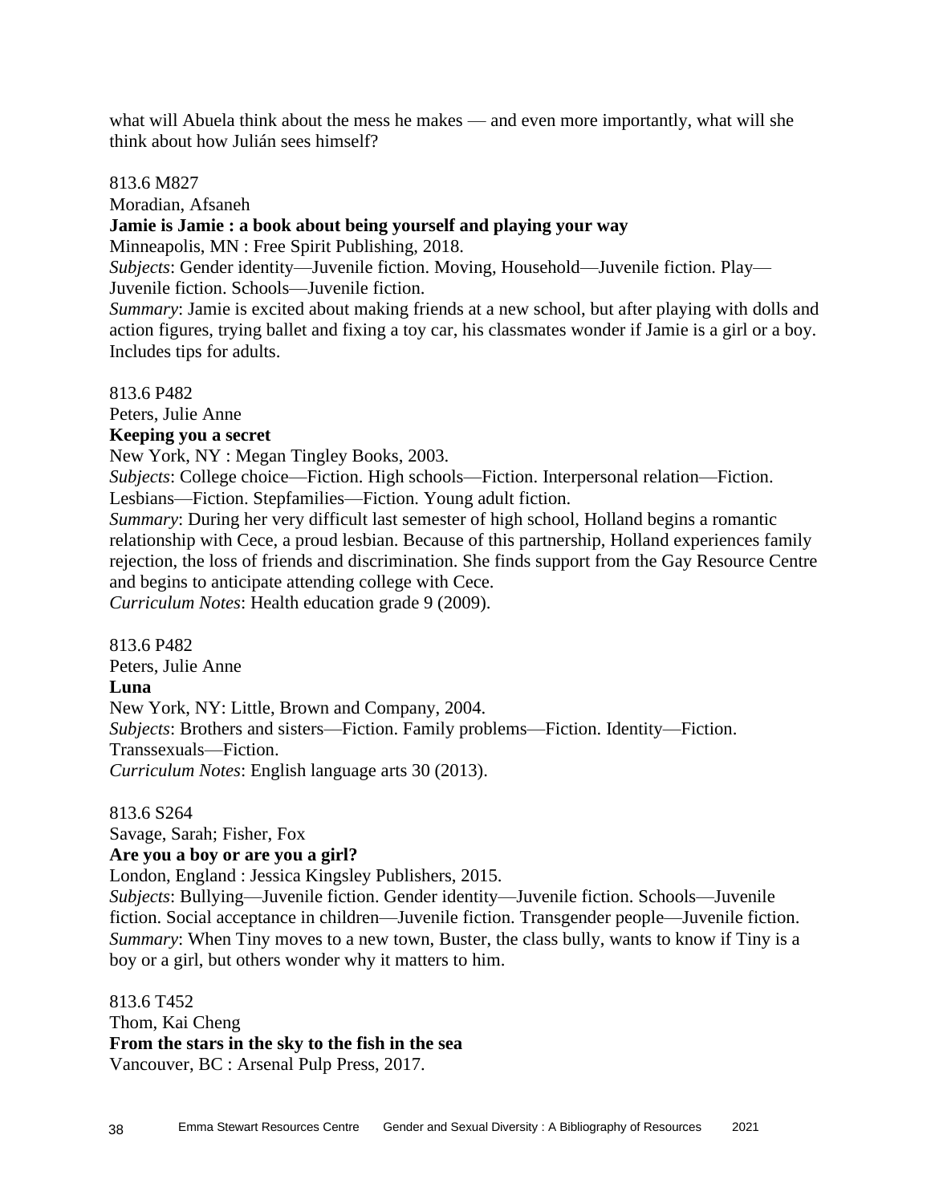what will Abuela think about the mess he makes — and even more importantly, what will she think about how Julián sees himself?

813.6 M827
Moradian, Afsaneh
**Jamie is Jamie : a book about being yourself and playing your way**
Minneapolis, MN : Free Spirit Publishing, 2018.
*Subjects*: Gender identity—Juvenile fiction. Moving, Household—Juvenile fiction. Play—Juvenile fiction. Schools—Juvenile fiction.
*Summary*: Jamie is excited about making friends at a new school, but after playing with dolls and action figures, trying ballet and fixing a toy car, his classmates wonder if Jamie is a girl or a boy. Includes tips for adults.

813.6 P482
Peters, Julie Anne
**Keeping you a secret**
New York, NY : Megan Tingley Books, 2003.
*Subjects*: College choice—Fiction. High schools—Fiction. Interpersonal relation—Fiction. Lesbians—Fiction. Stepfamilies—Fiction. Young adult fiction.
*Summary*: During her very difficult last semester of high school, Holland begins a romantic relationship with Cece, a proud lesbian. Because of this partnership, Holland experiences family rejection, the loss of friends and discrimination. She finds support from the Gay Resource Centre and begins to anticipate attending college with Cece.
*Curriculum Notes*: Health education grade 9 (2009).

813.6 P482
Peters, Julie Anne
**Luna**
New York, NY: Little, Brown and Company, 2004.
*Subjects*: Brothers and sisters—Fiction. Family problems—Fiction. Identity—Fiction. Transsexuals—Fiction.
*Curriculum Notes*: English language arts 30 (2013).

813.6 S264
Savage, Sarah; Fisher, Fox
**Are you a boy or are you a girl?**
London, England : Jessica Kingsley Publishers, 2015.
*Subjects*: Bullying—Juvenile fiction. Gender identity—Juvenile fiction. Schools—Juvenile fiction. Social acceptance in children—Juvenile fiction. Transgender people—Juvenile fiction.
*Summary*: When Tiny moves to a new town, Buster, the class bully, wants to know if Tiny is a boy or a girl, but others wonder why it matters to him.

813.6 T452
Thom, Kai Cheng
**From the stars in the sky to the fish in the sea**
Vancouver, BC : Arsenal Pulp Press, 2017.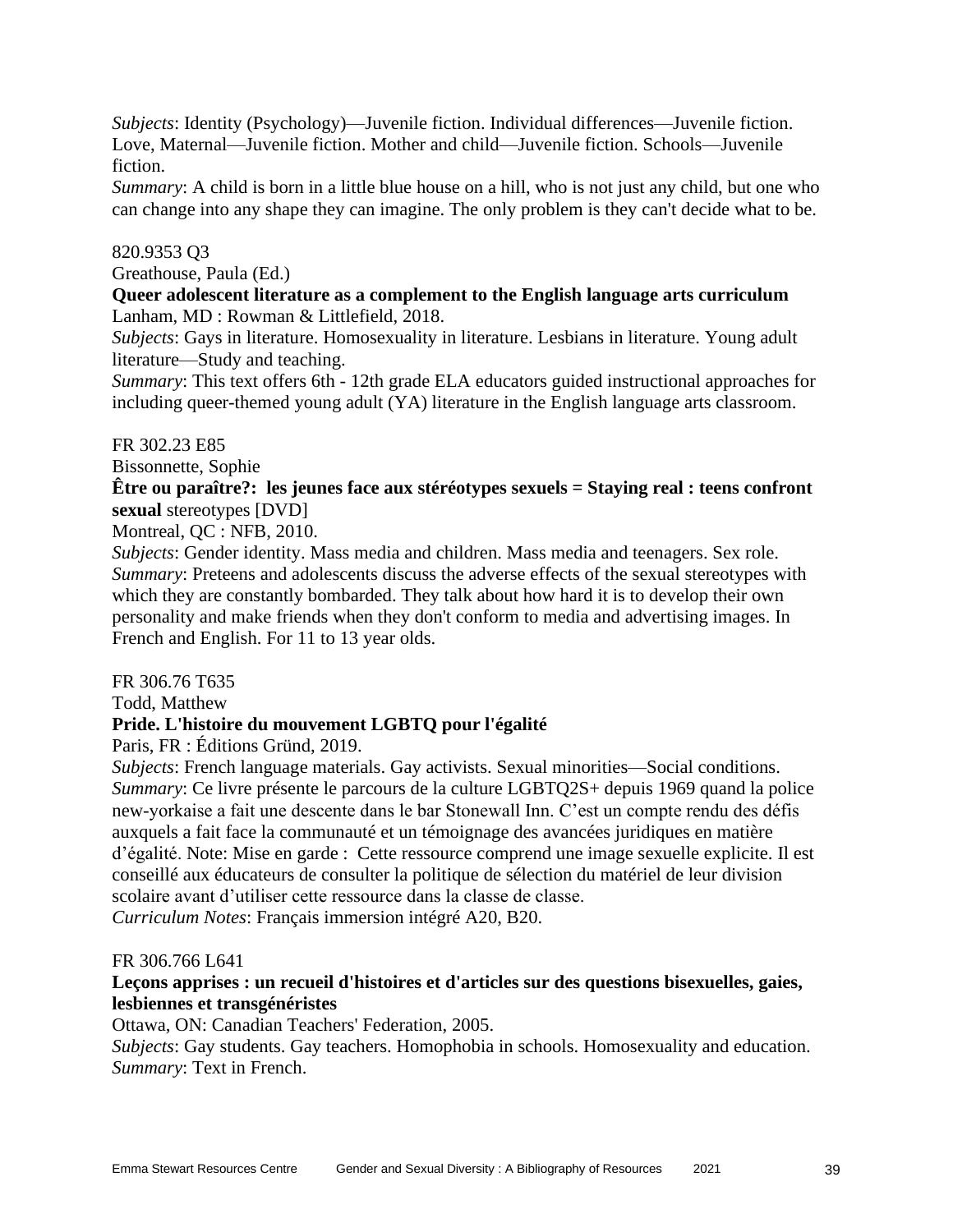*Subjects*: Identity (Psychology)—Juvenile fiction. Individual differences—Juvenile fiction. Love, Maternal—Juvenile fiction. Mother and child—Juvenile fiction. Schools—Juvenile fiction.
*Summary*: A child is born in a little blue house on a hill, who is not just any child, but one who can change into any shape they can imagine. The only problem is they can't decide what to be.

820.9353 Q3
Greathouse, Paula (Ed.)
**Queer adolescent literature as a complement to the English language arts curriculum**
Lanham, MD : Rowman & Littlefield, 2018.
*Subjects*: Gays in literature. Homosexuality in literature. Lesbians in literature. Young adult literature—Study and teaching.
*Summary*: This text offers 6th - 12th grade ELA educators guided instructional approaches for including queer-themed young adult (YA) literature in the English language arts classroom.

FR 302.23 E85
Bissonnette, Sophie
**Être ou paraître?: les jeunes face aux stéréotypes sexuels = Staying real : teens confront sexual** stereotypes [DVD]
Montreal, QC : NFB, 2010.
*Subjects*: Gender identity. Mass media and children. Mass media and teenagers. Sex role.
*Summary*: Preteens and adolescents discuss the adverse effects of the sexual stereotypes with which they are constantly bombarded. They talk about how hard it is to develop their own personality and make friends when they don't conform to media and advertising images. In French and English. For 11 to 13 year olds.

FR 306.76 T635
Todd, Matthew
**Pride. L'histoire du mouvement LGBTQ pour l'égalité**
Paris, FR : Éditions Gründ, 2019.
*Subjects*: French language materials. Gay activists. Sexual minorities—Social conditions.
*Summary*: Ce livre présente le parcours de la culture LGBTQ2S+ depuis 1969 quand la police new-yorkaise a fait une descente dans le bar Stonewall Inn. C'est un compte rendu des défis auxquels a fait face la communauté et un témoignage des avancées juridiques en matière d'égalité. Note: Mise en garde : Cette ressource comprend une image sexuelle explicite. Il est conseillé aux éducateurs de consulter la politique de sélection du matériel de leur division scolaire avant d'utiliser cette ressource dans la classe de classe.
*Curriculum Notes*: Français immersion intégré A20, B20.

FR 306.766 L641
**Leçons apprises : un recueil d'histoires et d'articles sur des questions bisexuelles, gaies, lesbiennes et transgénéristes**
Ottawa, ON: Canadian Teachers' Federation, 2005.
*Subjects*: Gay students. Gay teachers. Homophobia in schools. Homosexuality and education.
*Summary*: Text in French.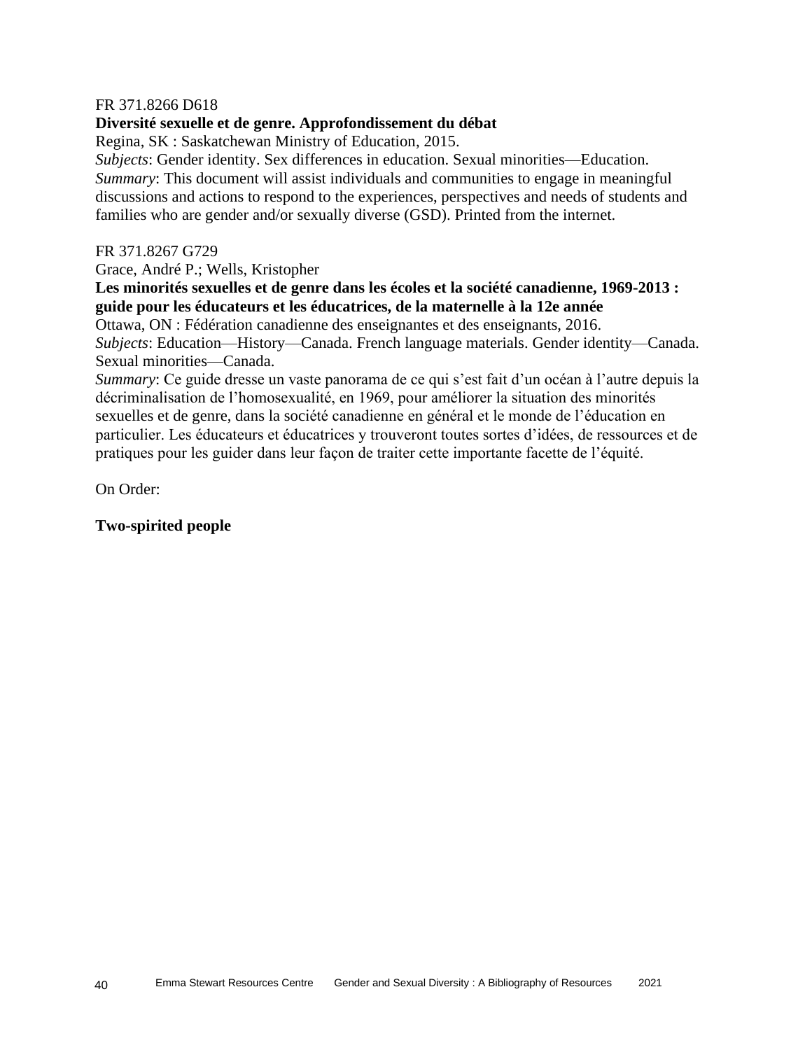FR 371.8266 D618

**Diversité sexuelle et de genre. Approfondissement du débat**

Regina, SK : Saskatchewan Ministry of Education, 2015.

*Subjects*: Gender identity. Sex differences in education. Sexual minorities—Education.

*Summary*: This document will assist individuals and communities to engage in meaningful discussions and actions to respond to the experiences, perspectives and needs of students and families who are gender and/or sexually diverse (GSD). Printed from the internet.

FR 371.8267 G729

Grace, André P.; Wells, Kristopher

**Les minorités sexuelles et de genre dans les écoles et la société canadienne, 1969-2013 : guide pour les éducateurs et les éducatrices, de la maternelle à la 12e année**

Ottawa, ON : Fédération canadienne des enseignantes et des enseignants, 2016.

*Subjects*: Education—History—Canada. French language materials. Gender identity—Canada. Sexual minorities—Canada.

*Summary*: Ce guide dresse un vaste panorama de ce qui s'est fait d'un océan à l'autre depuis la décriminalisation de l'homosexualité, en 1969, pour améliorer la situation des minorités sexuelles et de genre, dans la société canadienne en général et le monde de l'éducation en particulier. Les éducateurs et éducatrices y trouveront toutes sortes d'idées, de ressources et de pratiques pour les guider dans leur façon de traiter cette importante facette de l'équité.

On Order:

**Two-spirited people**